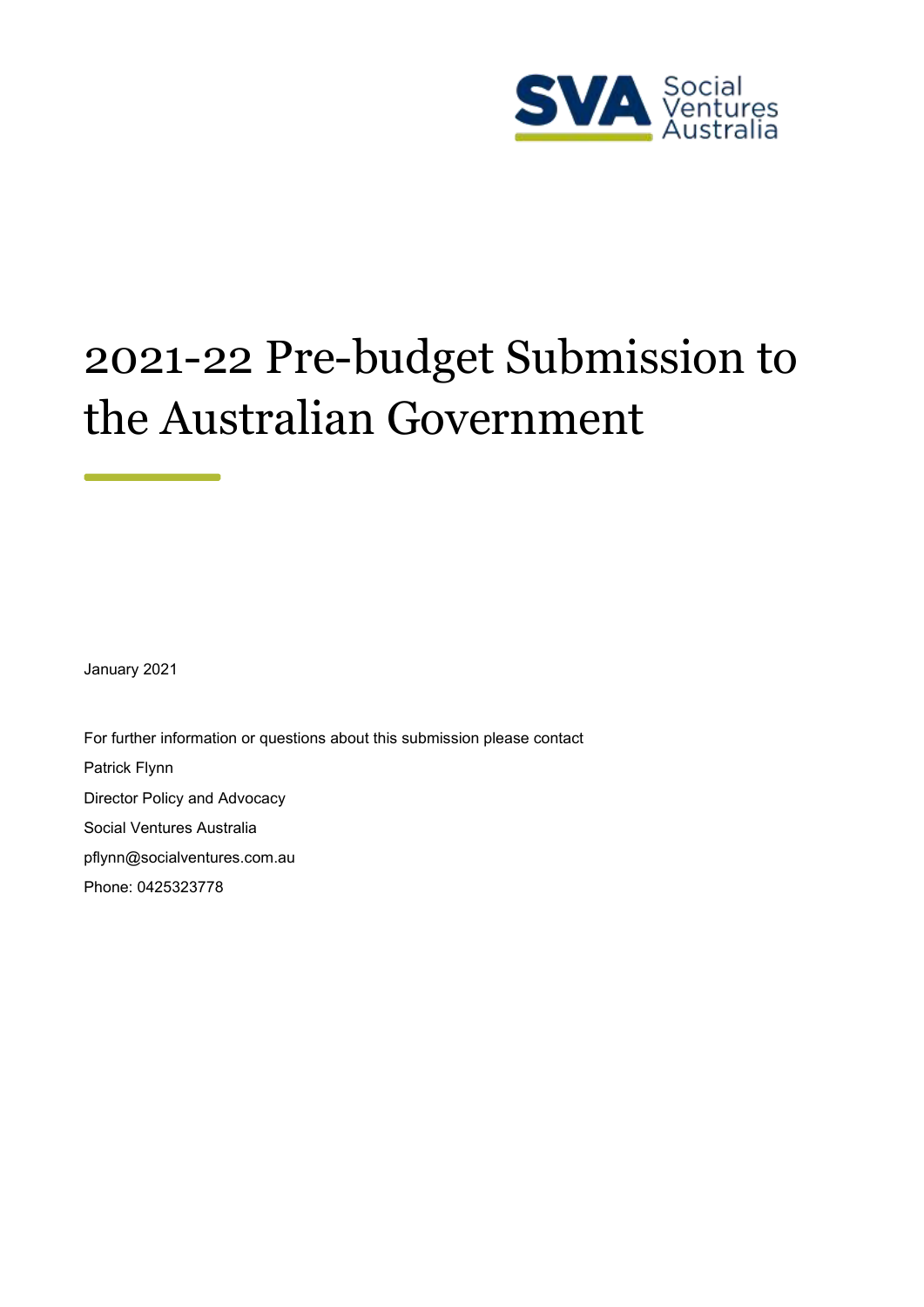SVA Social Ventures Australia

# 2021-22 Pre-budget Submission to the Australian Government

January 2021

For further information or questions about this submission please contact

Patrick Flynn

Director Policy and Advocacy

Social Ventures Australia

pflynn@socialventures.com.au

Phone: 0425323778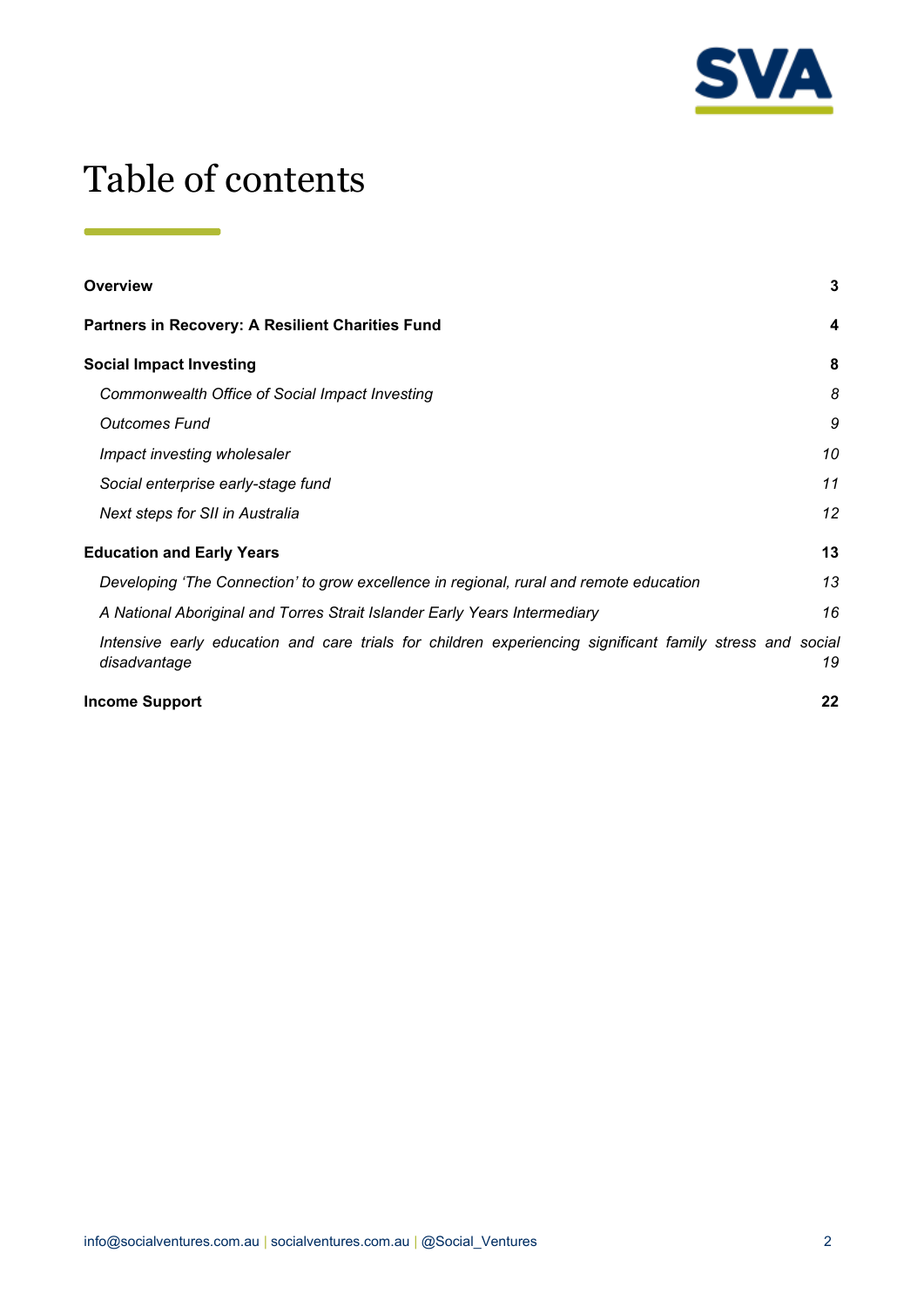# Table of contents

**Overview** **3**

**Partners in Recovery: A Resilient Charities Fund** **4**

**Social Impact Investing** **8**

- *Commonwealth Office of Social Impact Investing* *8*
- *Outcomes Fund* *9*
- *Impact investing wholesaler* *10*
- *Social enterprise early-stage fund* *11*
- *Next steps for SII in Australia* *12*

**Education and Early Years** **13**

- *Developing 'The Connection' to grow excellence in regional, rural and remote education* *13*
- *A National Aboriginal and Torres Strait Islander Early Years Intermediary* *16*
- *Intensive early education and care trials for children experiencing significant family stress and social disadvantage* *19*

**Income Support** **22**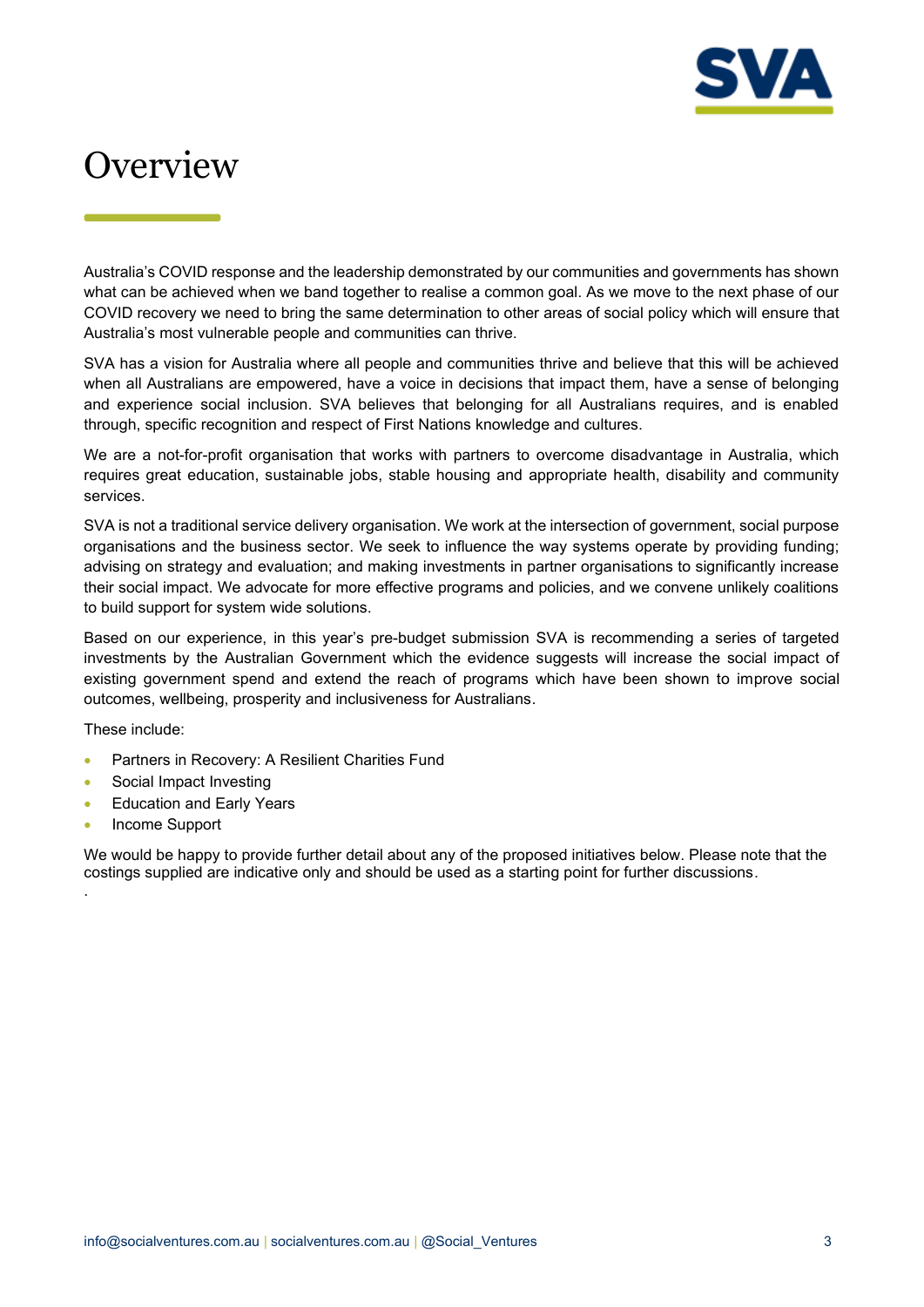# Overview

Australia's COVID response and the leadership demonstrated by our communities and governments has shown what can be achieved when we band together to realise a common goal. As we move to the next phase of our COVID recovery we need to bring the same determination to other areas of social policy which will ensure that Australia's most vulnerable people and communities can thrive.

SVA has a vision for Australia where all people and communities thrive and believe that this will be achieved when all Australians are empowered, have a voice in decisions that impact them, have a sense of belonging and experience social inclusion. SVA believes that belonging for all Australians requires, and is enabled through, specific recognition and respect of First Nations knowledge and cultures.

We are a not-for-profit organisation that works with partners to overcome disadvantage in Australia, which requires great education, sustainable jobs, stable housing and appropriate health, disability and community services.

SVA is not a traditional service delivery organisation. We work at the intersection of government, social purpose organisations and the business sector. We seek to influence the way systems operate by providing funding; advising on strategy and evaluation; and making investments in partner organisations to significantly increase their social impact. We advocate for more effective programs and policies, and we convene unlikely coalitions to build support for system wide solutions.

Based on our experience, in this year's pre-budget submission SVA is recommending a series of targeted investments by the Australian Government which the evidence suggests will increase the social impact of existing government spend and extend the reach of programs which have been shown to improve social outcomes, wellbeing, prosperity and inclusiveness for Australians.

These include:

- Partners in Recovery: A Resilient Charities Fund
- Social Impact Investing
- Education and Early Years
- Income Support

We would be happy to provide further detail about any of the proposed initiatives below. Please note that the costings supplied are indicative only and should be used as a starting point for further discussions.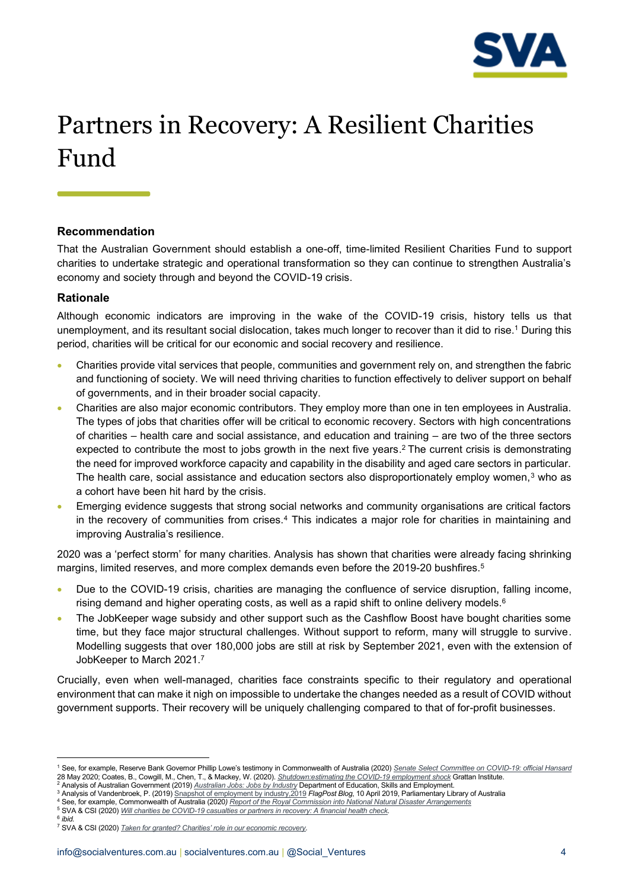# Partners in Recovery: A Resilient Charities Fund

### Recommendation

That the Australian Government should establish a one-off, time-limited Resilient Charities Fund to support charities to undertake strategic and operational transformation so they can continue to strengthen Australia's economy and society through and beyond the COVID-19 crisis.

### Rationale

Although economic indicators are improving in the wake of the COVID-19 crisis, history tells us that unemployment, and its resultant social dislocation, takes much longer to recover than it did to rise.[1] During this period, charities will be critical for our economic and social recovery and resilience.

- Charities provide vital services that people, communities and government rely on, and strengthen the fabric and functioning of society. We will need thriving charities to function effectively to deliver support on behalf of governments, and in their broader social capacity.
- Charities are also major economic contributors. They employ more than one in ten employees in Australia. The types of jobs that charities offer will be critical to economic recovery. Sectors with high concentrations of charities – health care and social assistance, and education and training – are two of the three sectors expected to contribute the most to jobs growth in the next five years.[2] The current crisis is demonstrating the need for improved workforce capacity and capability in the disability and aged care sectors in particular. The health care, social assistance and education sectors also disproportionately employ women,[3] who as a cohort have been hit hard by the crisis.
- Emerging evidence suggests that strong social networks and community organisations are critical factors in the recovery of communities from crises.[4] This indicates a major role for charities in maintaining and improving Australia's resilience.

2020 was a 'perfect storm' for many charities. Analysis has shown that charities were already facing shrinking margins, limited reserves, and more complex demands even before the 2019-20 bushfires.[5]

- Due to the COVID-19 crisis, charities are managing the confluence of service disruption, falling income, rising demand and higher operating costs, as well as a rapid shift to online delivery models.[6]
- The JobKeeper wage subsidy and other support such as the Cashflow Boost have bought charities some time, but they face major structural challenges. Without support to reform, many will struggle to survive. Modelling suggests that over 180,000 jobs are still at risk by September 2021, even with the extension of JobKeeper to March 2021.[7]

Crucially, even when well-managed, charities face constraints specific to their regulatory and operational environment that can make it nigh on impossible to undertake the changes needed as a result of COVID without government supports. Their recovery will be uniquely challenging compared to that of for-profit businesses.

---

[1] See, for example, Reserve Bank Governor Phillip Lowe's testimony in Commonwealth of Australia (2020) *Senate Select Committee on COVID-19: official Hansard* 28 May 2020; Coates, B., Cowgill, M., Chen, T., & Mackey, W. (2020). *Shutdown:estimating the COVID-19 employment shock* Grattan Institute.
[2] Analysis of Australian Government (2019) *Australian Jobs: Jobs by Industry* Department of Education, Skills and Employment.
[3] Analysis of Vandenbroek, P. (2019) Snapshot of employment by industry,2019 *FlagPost Blog*, 10 April 2019, Parliamentary Library of Australia
[4] See, for example, Commonwealth of Australia (2020) *Report of the Royal Commission into National Natural Disaster Arrangements*
[5] SVA & CSI (2020) *Will charities be COVID-19 casualties or partners in recovery: A financial health check*.
[6] *ibid.*
[7] SVA & CSI (2020) *Taken for granted? Charities' role in our economic recovery*.

info@socialventures.com.au | socialventures.com.au | @Social_Ventures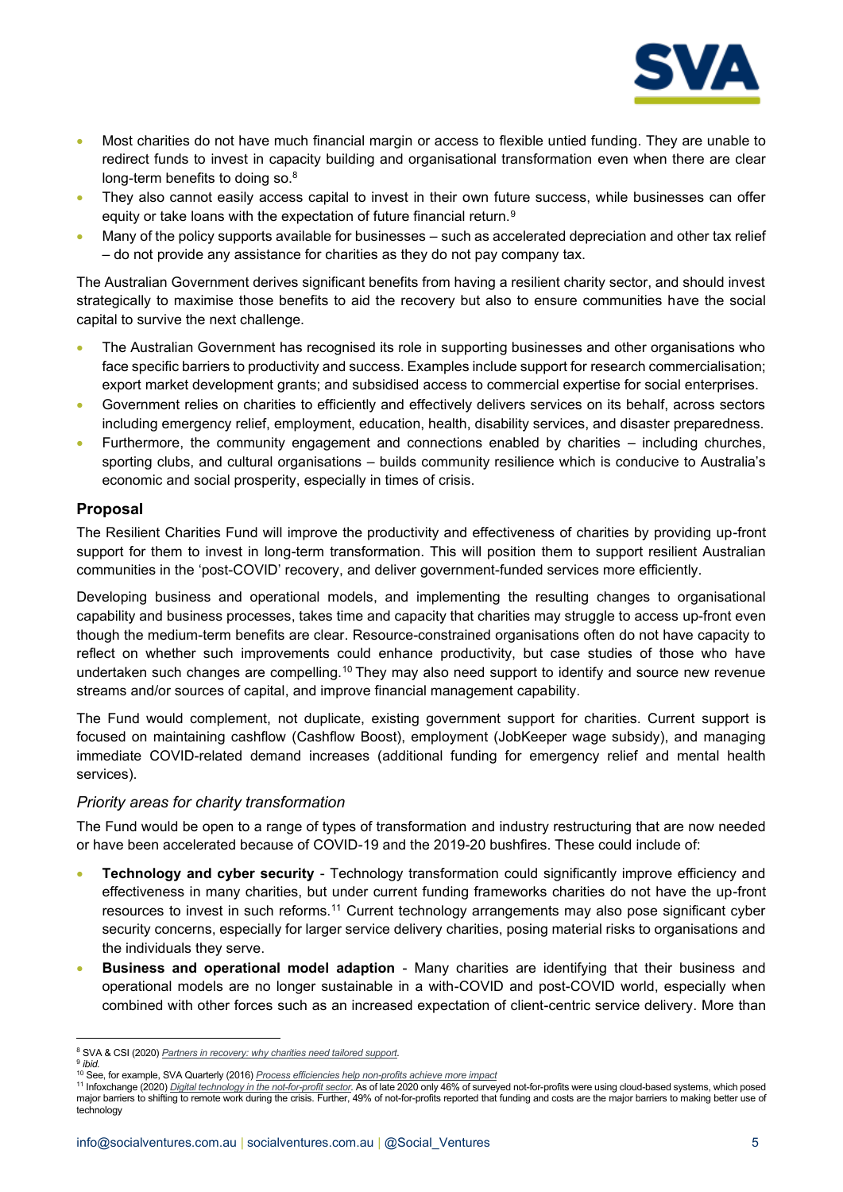- Most charities do not have much financial margin or access to flexible untied funding. They are unable to redirect funds to invest in capacity building and organisational transformation even when there are clear long-term benefits to doing so.[8]
- They also cannot easily access capital to invest in their own future success, while businesses can offer equity or take loans with the expectation of future financial return.[9]
- Many of the policy supports available for businesses – such as accelerated depreciation and other tax relief – do not provide any assistance for charities as they do not pay company tax.

The Australian Government derives significant benefits from having a resilient charity sector, and should invest strategically to maximise those benefits to aid the recovery but also to ensure communities have the social capital to survive the next challenge.

- The Australian Government has recognised its role in supporting businesses and other organisations who face specific barriers to productivity and success. Examples include support for research commercialisation; export market development grants; and subsidised access to commercial expertise for social enterprises.
- Government relies on charities to efficiently and effectively delivers services on its behalf, across sectors including emergency relief, employment, education, health, disability services, and disaster preparedness.
- Furthermore, the community engagement and connections enabled by charities – including churches, sporting clubs, and cultural organisations – builds community resilience which is conducive to Australia's economic and social prosperity, especially in times of crisis.

## Proposal

The Resilient Charities Fund will improve the productivity and effectiveness of charities by providing up-front support for them to invest in long-term transformation. This will position them to support resilient Australian communities in the 'post-COVID' recovery, and deliver government-funded services more efficiently.

Developing business and operational models, and implementing the resulting changes to organisational capability and business processes, takes time and capacity that charities may struggle to access up-front even though the medium-term benefits are clear. Resource-constrained organisations often do not have capacity to reflect on whether such improvements could enhance productivity, but case studies of those who have undertaken such changes are compelling.[10] They may also need support to identify and source new revenue streams and/or sources of capital, and improve financial management capability.

The Fund would complement, not duplicate, existing government support for charities. Current support is focused on maintaining cashflow (Cashflow Boost), employment (JobKeeper wage subsidy), and managing immediate COVID-related demand increases (additional funding for emergency relief and mental health services).

### *Priority areas for charity transformation*

The Fund would be open to a range of types of transformation and industry restructuring that are now needed or have been accelerated because of COVID-19 and the 2019-20 bushfires. These could include of:

- **Technology and cyber security** - Technology transformation could significantly improve efficiency and effectiveness in many charities, but under current funding frameworks charities do not have the up-front resources to invest in such reforms.[11] Current technology arrangements may also pose significant cyber security concerns, especially for larger service delivery charities, posing material risks to organisations and the individuals they serve.
- **Business and operational model adaption** - Many charities are identifying that their business and operational models are no longer sustainable in a with-COVID and post-COVID world, especially when combined with other forces such as an increased expectation of client-centric service delivery. More than

---

[8] SVA & CSI (2020) *Partners in recovery: why charities need tailored support*.
[9] *ibid.*
[10] See, for example, SVA Quarterly (2016) *Process efficiencies help non-profits achieve more impact*
[11] Infoxchange (2020) *Digital technology in the not-for-profit sector*. As of late 2020 only 46% of surveyed not-for-profits were using cloud-based systems, which posed major barriers to shifting to remote work during the crisis. Further, 49% of not-for-profits reported that funding and costs are the major barriers to making better use of technology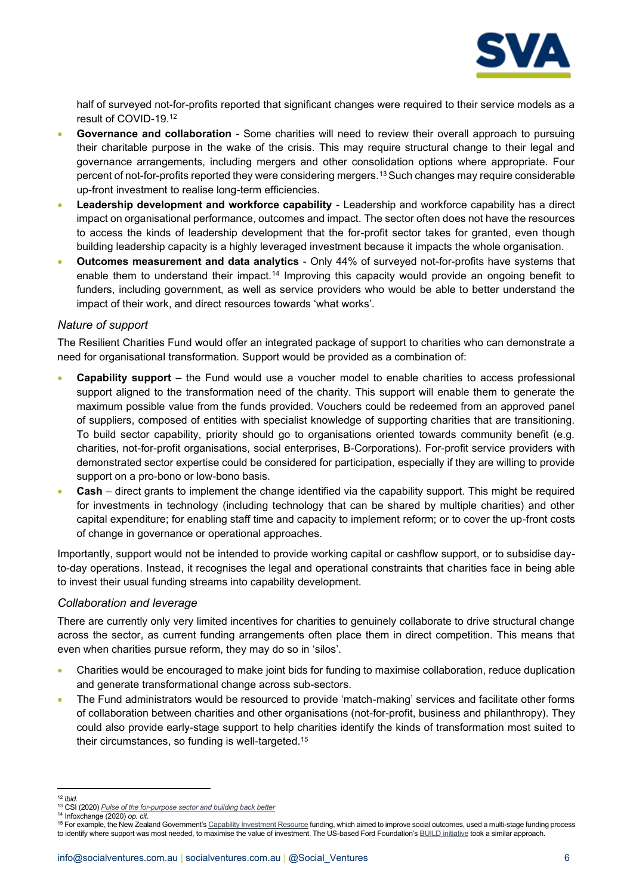half of surveyed not-for-profits reported that significant changes were required to their service models as a result of COVID-19.[12]

- **Governance and collaboration** - Some charities will need to review their overall approach to pursuing their charitable purpose in the wake of the crisis. This may require structural change to their legal and governance arrangements, including mergers and other consolidation options where appropriate. Four percent of not-for-profits reported they were considering mergers.[13] Such changes may require considerable up-front investment to realise long-term efficiencies.
- **Leadership development and workforce capability** - Leadership and workforce capability has a direct impact on organisational performance, outcomes and impact. The sector often does not have the resources to access the kinds of leadership development that the for-profit sector takes for granted, even though building leadership capacity is a highly leveraged investment because it impacts the whole organisation.
- **Outcomes measurement and data analytics** - Only 44% of surveyed not-for-profits have systems that enable them to understand their impact.[14] Improving this capacity would provide an ongoing benefit to funders, including government, as well as service providers who would be able to better understand the impact of their work, and direct resources towards 'what works'.

### *Nature of support*

The Resilient Charities Fund would offer an integrated package of support to charities who can demonstrate a need for organisational transformation. Support would be provided as a combination of:

- **Capability support** – the Fund would use a voucher model to enable charities to access professional support aligned to the transformation need of the charity. This support will enable them to generate the maximum possible value from the funds provided. Vouchers could be redeemed from an approved panel of suppliers, composed of entities with specialist knowledge of supporting charities that are transitioning. To build sector capability, priority should go to organisations oriented towards community benefit (e.g. charities, not-for-profit organisations, social enterprises, B-Corporations). For-profit service providers with demonstrated sector expertise could be considered for participation, especially if they are willing to provide support on a pro-bono or low-bono basis.
- **Cash** – direct grants to implement the change identified via the capability support. This might be required for investments in technology (including technology that can be shared by multiple charities) and other capital expenditure; for enabling staff time and capacity to implement reform; or to cover the up-front costs of change in governance or operational approaches.

Importantly, support would not be intended to provide working capital or cashflow support, or to subsidise day-to-day operations. Instead, it recognises the legal and operational constraints that charities face in being able to invest their usual funding streams into capability development.

### *Collaboration and leverage*

There are currently only very limited incentives for charities to genuinely collaborate to drive structural change across the sector, as current funding arrangements often place them in direct competition. This means that even when charities pursue reform, they may do so in 'silos'.

- Charities would be encouraged to make joint bids for funding to maximise collaboration, reduce duplication and generate transformational change across sub-sectors.
- The Fund administrators would be resourced to provide 'match-making' services and facilitate other forms of collaboration between charities and other organisations (not-for-profit, business and philanthropy). They could also provide early-stage support to help charities identify the kinds of transformation most suited to their circumstances, so funding is well-targeted.[15]

---

[12] *ibid.*

[13] CSI (2020) *Pulse of the for-purpose sector and building back better*

[14] Infoxchange (2020) *op. cit.*

[15] For example, the New Zealand Government's Capability Investment Resource funding, which aimed to improve social outcomes, used a multi-stage funding process to identify where support was most needed, to maximise the value of investment. The US-based Ford Foundation's BUILD initiative took a similar approach.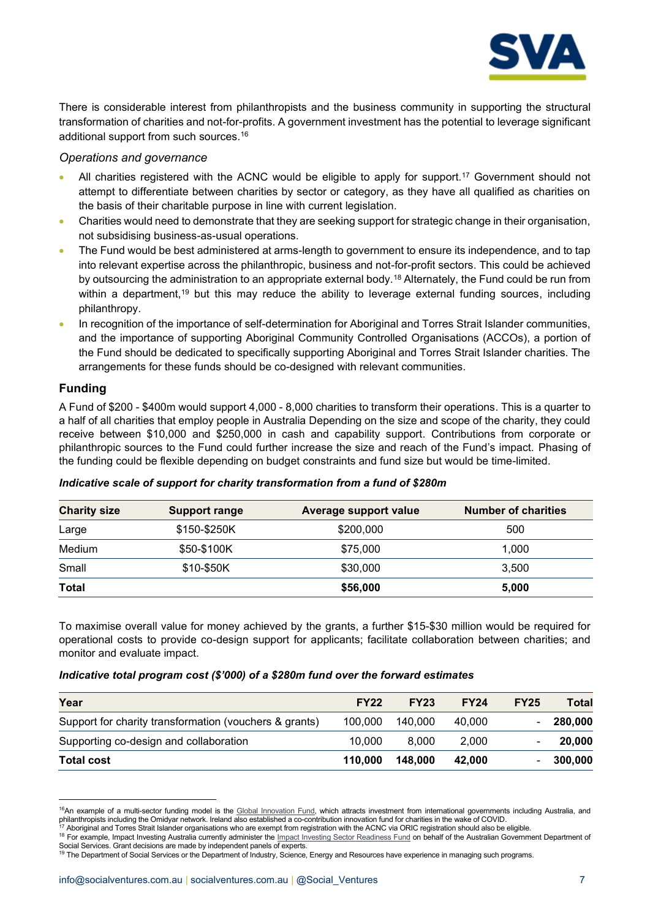There is considerable interest from philanthropists and the business community in supporting the structural transformation of charities and not-for-profits. A government investment has the potential to leverage significant additional support from such sources.[16]

*Operations and governance*

- All charities registered with the ACNC would be eligible to apply for support.[17] Government should not attempt to differentiate between charities by sector or category, as they have all qualified as charities on the basis of their charitable purpose in line with current legislation.
- Charities would need to demonstrate that they are seeking support for strategic change in their organisation, not subsidising business-as-usual operations.
- The Fund would be best administered at arms-length to government to ensure its independence, and to tap into relevant expertise across the philanthropic, business and not-for-profit sectors. This could be achieved by outsourcing the administration to an appropriate external body.[18] Alternately, the Fund could be run from within a department,[19] but this may reduce the ability to leverage external funding sources, including philanthropy.
- In recognition of the importance of self-determination for Aboriginal and Torres Strait Islander communities, and the importance of supporting Aboriginal Community Controlled Organisations (ACCOs), a portion of the Fund should be dedicated to specifically supporting Aboriginal and Torres Strait Islander charities. The arrangements for these funds should be co-designed with relevant communities.

## Funding

A Fund of $200 - $400m would support 4,000 - 8,000 charities to transform their operations. This is a quarter to a half of all charities that employ people in Australia Depending on the size and scope of the charity, they could receive between $10,000 and $250,000 in cash and capability support. Contributions from corporate or philanthropic sources to the Fund could further increase the size and reach of the Fund's impact. Phasing of the funding could be flexible depending on budget constraints and fund size but would be time-limited.

***Indicative scale of support for charity transformation from a fund of $280m***

| Charity size | Support range | Average support value | Number of charities |
|---|---|---|---|
| Large | $150-$250K | $200,000 | 500 |
| Medium | $50-$100K | $75,000 | 1,000 |
| Small | $10-$50K | $30,000 | 3,500 |
| **Total** | | **$56,000** | **5,000** |

To maximise overall value for money achieved by the grants, a further $15-$30 million would be required for operational costs to provide co-design support for applicants; facilitate collaboration between charities; and monitor and evaluate impact.

***Indicative total program cost ($'000) of a $280m fund over the forward estimates***

| Year | FY22 | FY23 | FY24 | FY25 | Total |
|---|---|---|---|---|---|
| Support for charity transformation (vouchers & grants) | 100,000 | 140,000 | 40,000 | - | **280,000** |
| Supporting co-design and collaboration | 10,000 | 8,000 | 2,000 | - | **20,000** |
| **Total cost** | **110,000** | **148,000** | **42,000** | - | **300,000** |

[16] An example of a multi-sector funding model is the Global Innovation Fund, which attracts investment from international governments including Australia, and philanthropists including the Omidyar network. Ireland also established a co-contribution innovation fund for charities in the wake of COVID.

[17] Aboriginal and Torres Strait Islander organisations who are exempt from registration with the ACNC via ORIC registration should also be eligible.

[18] For example, Impact Investing Australia currently administer the Impact Investing Sector Readiness Fund on behalf of the Australian Government Department of Social Services. Grant decisions are made by independent panels of experts.

[19] The Department of Social Services or the Department of Industry, Science, Energy and Resources have experience in managing such programs.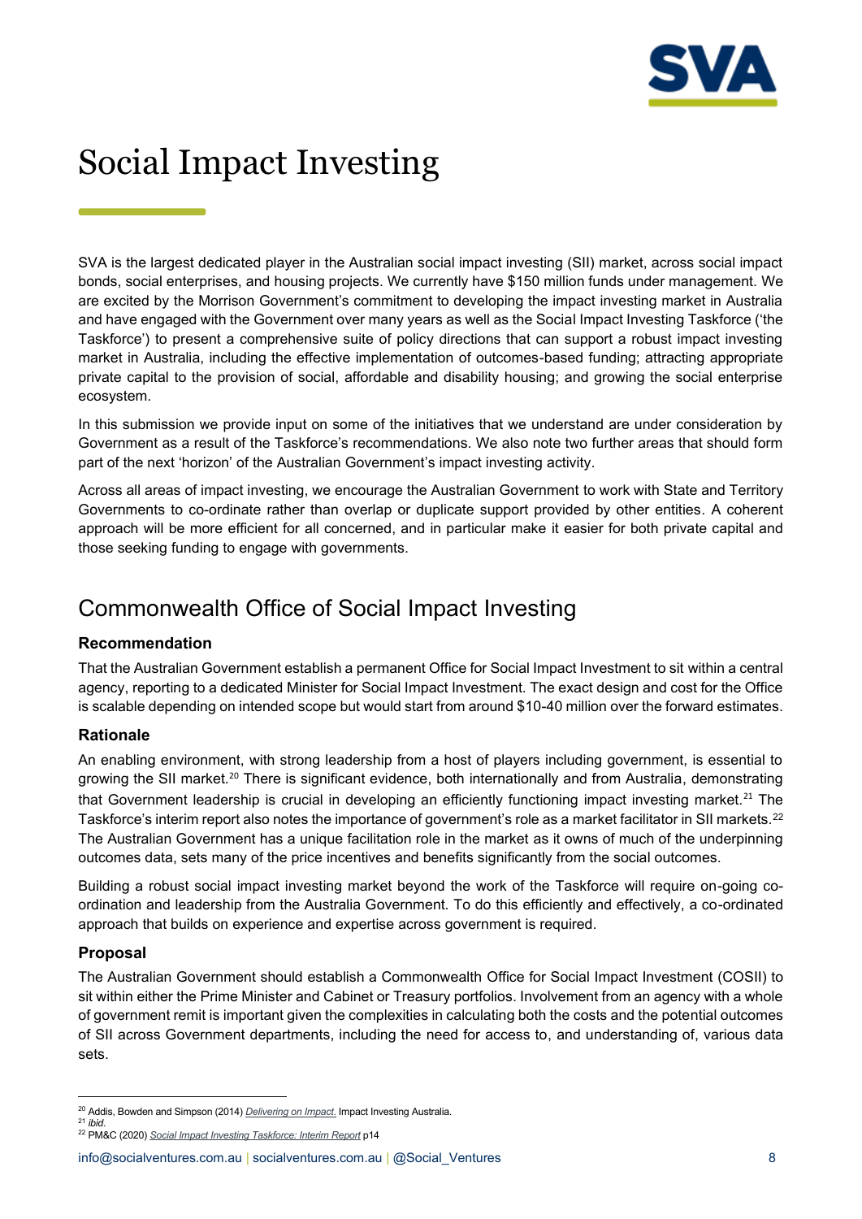# Social Impact Investing

SVA is the largest dedicated player in the Australian social impact investing (SII) market, across social impact bonds, social enterprises, and housing projects. We currently have $150 million funds under management. We are excited by the Morrison Government's commitment to developing the impact investing market in Australia and have engaged with the Government over many years as well as the Social Impact Investing Taskforce ('the Taskforce') to present a comprehensive suite of policy directions that can support a robust impact investing market in Australia, including the effective implementation of outcomes-based funding; attracting appropriate private capital to the provision of social, affordable and disability housing; and growing the social enterprise ecosystem.

In this submission we provide input on some of the initiatives that we understand are under consideration by Government as a result of the Taskforce's recommendations. We also note two further areas that should form part of the next 'horizon' of the Australian Government's impact investing activity.

Across all areas of impact investing, we encourage the Australian Government to work with State and Territory Governments to co-ordinate rather than overlap or duplicate support provided by other entities. A coherent approach will be more efficient for all concerned, and in particular make it easier for both private capital and those seeking funding to engage with governments.

## Commonwealth Office of Social Impact Investing

### Recommendation

That the Australian Government establish a permanent Office for Social Impact Investment to sit within a central agency, reporting to a dedicated Minister for Social Impact Investment. The exact design and cost for the Office is scalable depending on intended scope but would start from around $10-40 million over the forward estimates.

### Rationale

An enabling environment, with strong leadership from a host of players including government, is essential to growing the SII market.[20] There is significant evidence, both internationally and from Australia, demonstrating that Government leadership is crucial in developing an efficiently functioning impact investing market.[21] The Taskforce's interim report also notes the importance of government's role as a market facilitator in SII markets.[22] The Australian Government has a unique facilitation role in the market as it owns of much of the underpinning outcomes data, sets many of the price incentives and benefits significantly from the social outcomes.

Building a robust social impact investing market beyond the work of the Taskforce will require on-going co-ordination and leadership from the Australia Government. To do this efficiently and effectively, a co-ordinated approach that builds on experience and expertise across government is required.

### Proposal

The Australian Government should establish a Commonwealth Office for Social Impact Investment (COSII) to sit within either the Prime Minister and Cabinet or Treasury portfolios. Involvement from an agency with a whole of government remit is important given the complexities in calculating both the costs and the potential outcomes of SII across Government departments, including the need for access to, and understanding of, various data sets.

---

[20] Addis, Bowden and Simpson (2014) *Delivering on Impact*. Impact Investing Australia.

[21] *ibid*.

[22] PM&C (2020) *Social Impact Investing Taskforce: Interim Report* p14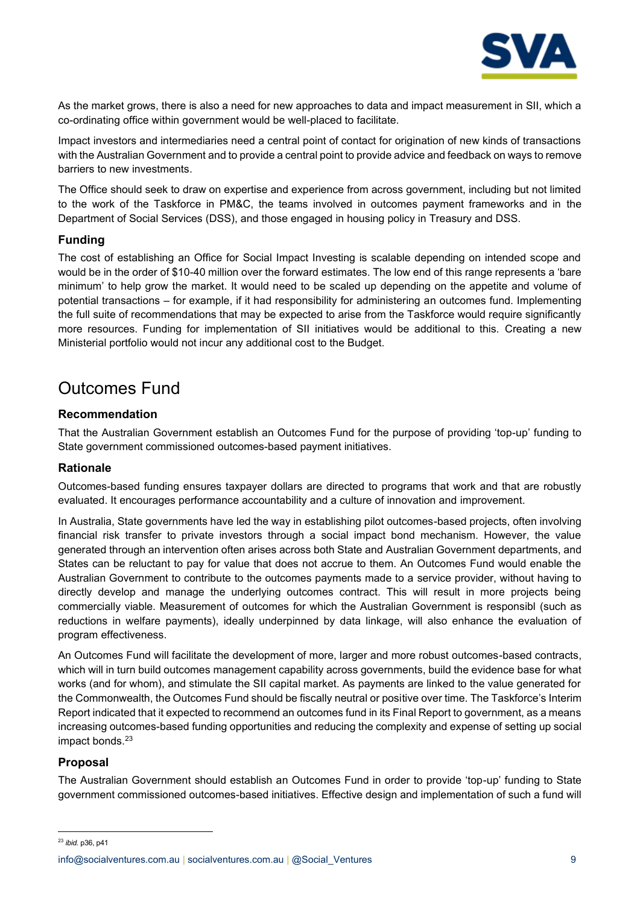As the market grows, there is also a need for new approaches to data and impact measurement in SII, which a co-ordinating office within government would be well-placed to facilitate.

Impact investors and intermediaries need a central point of contact for origination of new kinds of transactions with the Australian Government and to provide a central point to provide advice and feedback on ways to remove barriers to new investments.

The Office should seek to draw on expertise and experience from across government, including but not limited to the work of the Taskforce in PM&C, the teams involved in outcomes payment frameworks and in the Department of Social Services (DSS), and those engaged in housing policy in Treasury and DSS.

### Funding

The cost of establishing an Office for Social Impact Investing is scalable depending on intended scope and would be in the order of $10-40 million over the forward estimates. The low end of this range represents a 'bare minimum' to help grow the market. It would need to be scaled up depending on the appetite and volume of potential transactions – for example, if it had responsibility for administering an outcomes fund. Implementing the full suite of recommendations that may be expected to arise from the Taskforce would require significantly more resources. Funding for implementation of SII initiatives would be additional to this. Creating a new Ministerial portfolio would not incur any additional cost to the Budget.

## Outcomes Fund

### Recommendation

That the Australian Government establish an Outcomes Fund for the purpose of providing 'top-up' funding to State government commissioned outcomes-based payment initiatives.

### Rationale

Outcomes-based funding ensures taxpayer dollars are directed to programs that work and that are robustly evaluated. It encourages performance accountability and a culture of innovation and improvement.

In Australia, State governments have led the way in establishing pilot outcomes-based projects, often involving financial risk transfer to private investors through a social impact bond mechanism. However, the value generated through an intervention often arises across both State and Australian Government departments, and States can be reluctant to pay for value that does not accrue to them. An Outcomes Fund would enable the Australian Government to contribute to the outcomes payments made to a service provider, without having to directly develop and manage the underlying outcomes contract. This will result in more projects being commercially viable. Measurement of outcomes for which the Australian Government is responsibl (such as reductions in welfare payments), ideally underpinned by data linkage, will also enhance the evaluation of program effectiveness.

An Outcomes Fund will facilitate the development of more, larger and more robust outcomes-based contracts, which will in turn build outcomes management capability across governments, build the evidence base for what works (and for whom), and stimulate the SII capital market. As payments are linked to the value generated for the Commonwealth, the Outcomes Fund should be fiscally neutral or positive over time. The Taskforce's Interim Report indicated that it expected to recommend an outcomes fund in its Final Report to government, as a means increasing outcomes-based funding opportunities and reducing the complexity and expense of setting up social impact bonds.[23]

### Proposal

The Australian Government should establish an Outcomes Fund in order to provide 'top-up' funding to State government commissioned outcomes-based initiatives. Effective design and implementation of such a fund will

[23] *ibid.* p36, p41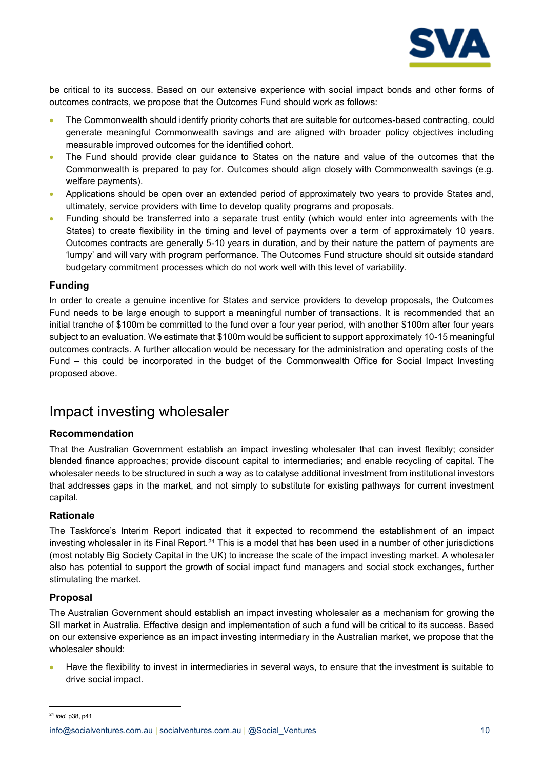be critical to its success. Based on our extensive experience with social impact bonds and other forms of outcomes contracts, we propose that the Outcomes Fund should work as follows:

- The Commonwealth should identify priority cohorts that are suitable for outcomes-based contracting, could generate meaningful Commonwealth savings and are aligned with broader policy objectives including measurable improved outcomes for the identified cohort.
- The Fund should provide clear guidance to States on the nature and value of the outcomes that the Commonwealth is prepared to pay for. Outcomes should align closely with Commonwealth savings (e.g. welfare payments).
- Applications should be open over an extended period of approximately two years to provide States and, ultimately, service providers with time to develop quality programs and proposals.
- Funding should be transferred into a separate trust entity (which would enter into agreements with the States) to create flexibility in the timing and level of payments over a term of approximately 10 years. Outcomes contracts are generally 5-10 years in duration, and by their nature the pattern of payments are 'lumpy' and will vary with program performance. The Outcomes Fund structure should sit outside standard budgetary commitment processes which do not work well with this level of variability.

### Funding

In order to create a genuine incentive for States and service providers to develop proposals, the Outcomes Fund needs to be large enough to support a meaningful number of transactions. It is recommended that an initial tranche of $100m be committed to the fund over a four year period, with another $100m after four years subject to an evaluation. We estimate that $100m would be sufficient to support approximately 10-15 meaningful outcomes contracts. A further allocation would be necessary for the administration and operating costs of the Fund – this could be incorporated in the budget of the Commonwealth Office for Social Impact Investing proposed above.

## Impact investing wholesaler

### Recommendation

That the Australian Government establish an impact investing wholesaler that can invest flexibly; consider blended finance approaches; provide discount capital to intermediaries; and enable recycling of capital. The wholesaler needs to be structured in such a way as to catalyse additional investment from institutional investors that addresses gaps in the market, and not simply to substitute for existing pathways for current investment capital.

### Rationale

The Taskforce's Interim Report indicated that it expected to recommend the establishment of an impact investing wholesaler in its Final Report.[24] This is a model that has been used in a number of other jurisdictions (most notably Big Society Capital in the UK) to increase the scale of the impact investing market. A wholesaler also has potential to support the growth of social impact fund managers and social stock exchanges, further stimulating the market.

### Proposal

The Australian Government should establish an impact investing wholesaler as a mechanism for growing the SII market in Australia. Effective design and implementation of such a fund will be critical to its success. Based on our extensive experience as an impact investing intermediary in the Australian market, we propose that the wholesaler should:

- Have the flexibility to invest in intermediaries in several ways, to ensure that the investment is suitable to drive social impact.

---

[24] *ibid.* p38, p41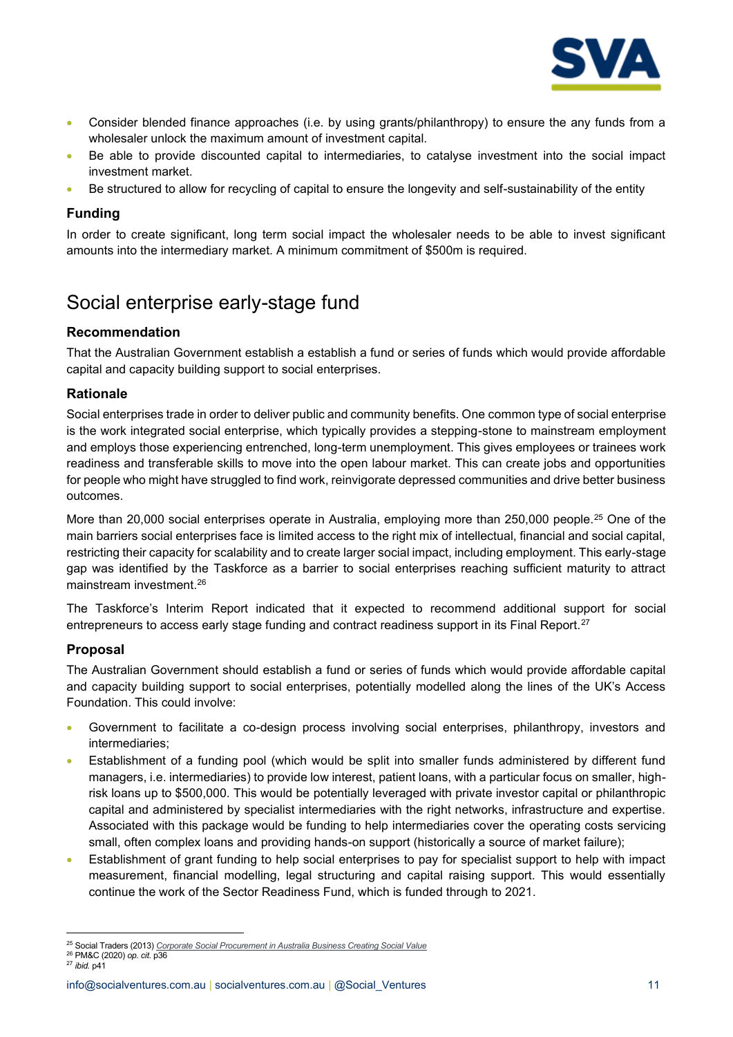- Consider blended finance approaches (i.e. by using grants/philanthropy) to ensure the any funds from a wholesaler unlock the maximum amount of investment capital.
- Be able to provide discounted capital to intermediaries, to catalyse investment into the social impact investment market.
- Be structured to allow for recycling of capital to ensure the longevity and self-sustainability of the entity

### Funding

In order to create significant, long term social impact the wholesaler needs to be able to invest significant amounts into the intermediary market. A minimum commitment of $500m is required.

## Social enterprise early-stage fund

### Recommendation

That the Australian Government establish a establish a fund or series of funds which would provide affordable capital and capacity building support to social enterprises.

### Rationale

Social enterprises trade in order to deliver public and community benefits. One common type of social enterprise is the work integrated social enterprise, which typically provides a stepping-stone to mainstream employment and employs those experiencing entrenched, long-term unemployment. This gives employees or trainees work readiness and transferable skills to move into the open labour market. This can create jobs and opportunities for people who might have struggled to find work, reinvigorate depressed communities and drive better business outcomes.

More than 20,000 social enterprises operate in Australia, employing more than 250,000 people.[25] One of the main barriers social enterprises face is limited access to the right mix of intellectual, financial and social capital, restricting their capacity for scalability and to create larger social impact, including employment. This early-stage gap was identified by the Taskforce as a barrier to social enterprises reaching sufficient maturity to attract mainstream investment.[26]

The Taskforce's Interim Report indicated that it expected to recommend additional support for social entrepreneurs to access early stage funding and contract readiness support in its Final Report.[27]

### Proposal

The Australian Government should establish a fund or series of funds which would provide affordable capital and capacity building support to social enterprises, potentially modelled along the lines of the UK's Access Foundation. This could involve:

- Government to facilitate a co-design process involving social enterprises, philanthropy, investors and intermediaries;
- Establishment of a funding pool (which would be split into smaller funds administered by different fund managers, i.e. intermediaries) to provide low interest, patient loans, with a particular focus on smaller, high-risk loans up to $500,000. This would be potentially leveraged with private investor capital or philanthropic capital and administered by specialist intermediaries with the right networks, infrastructure and expertise. Associated with this package would be funding to help intermediaries cover the operating costs servicing small, often complex loans and providing hands-on support (historically a source of market failure);
- Establishment of grant funding to help social enterprises to pay for specialist support to help with impact measurement, financial modelling, legal structuring and capital raising support. This would essentially continue the work of the Sector Readiness Fund, which is funded through to 2021.

---

[25] Social Traders (2013) *Corporate Social Procurement in Australia Business Creating Social Value*
[26] PM&C (2020) *op. cit.* p36
[27] *ibid.* p41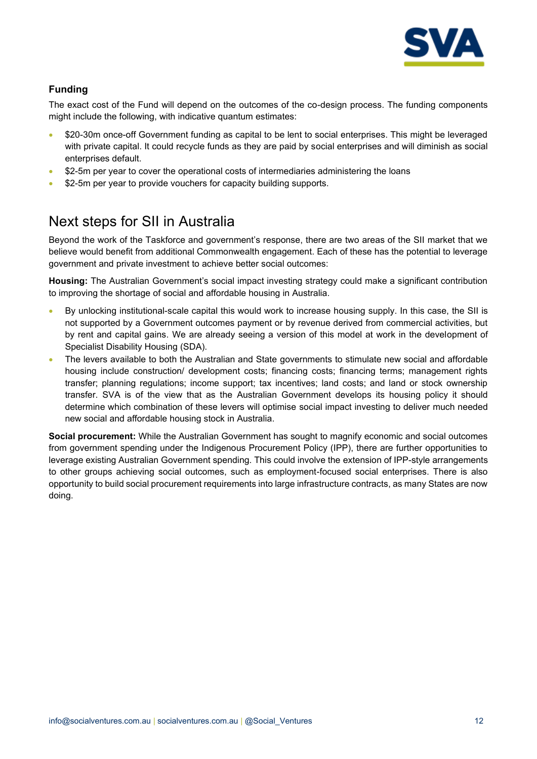### Funding

The exact cost of the Fund will depend on the outcomes of the co-design process. The funding components might include the following, with indicative quantum estimates:

- $20-30m once-off Government funding as capital to be lent to social enterprises. This might be leveraged with private capital. It could recycle funds as they are paid by social enterprises and will diminish as social enterprises default.
- $2-5m per year to cover the operational costs of intermediaries administering the loans
- $2-5m per year to provide vouchers for capacity building supports.

## Next steps for SII in Australia

Beyond the work of the Taskforce and government's response, there are two areas of the SII market that we believe would benefit from additional Commonwealth engagement. Each of these has the potential to leverage government and private investment to achieve better social outcomes:

**Housing:** The Australian Government's social impact investing strategy could make a significant contribution to improving the shortage of social and affordable housing in Australia.

- By unlocking institutional-scale capital this would work to increase housing supply. In this case, the SII is not supported by a Government outcomes payment or by revenue derived from commercial activities, but by rent and capital gains. We are already seeing a version of this model at work in the development of Specialist Disability Housing (SDA).
- The levers available to both the Australian and State governments to stimulate new social and affordable housing include construction/ development costs; financing costs; financing terms; management rights transfer; planning regulations; income support; tax incentives; land costs; and land or stock ownership transfer. SVA is of the view that as the Australian Government develops its housing policy it should determine which combination of these levers will optimise social impact investing to deliver much needed new social and affordable housing stock in Australia.

**Social procurement:** While the Australian Government has sought to magnify economic and social outcomes from government spending under the Indigenous Procurement Policy (IPP), there are further opportunities to leverage existing Australian Government spending. This could involve the extension of IPP-style arrangements to other groups achieving social outcomes, such as employment-focused social enterprises. There is also opportunity to build social procurement requirements into large infrastructure contracts, as many States are now doing.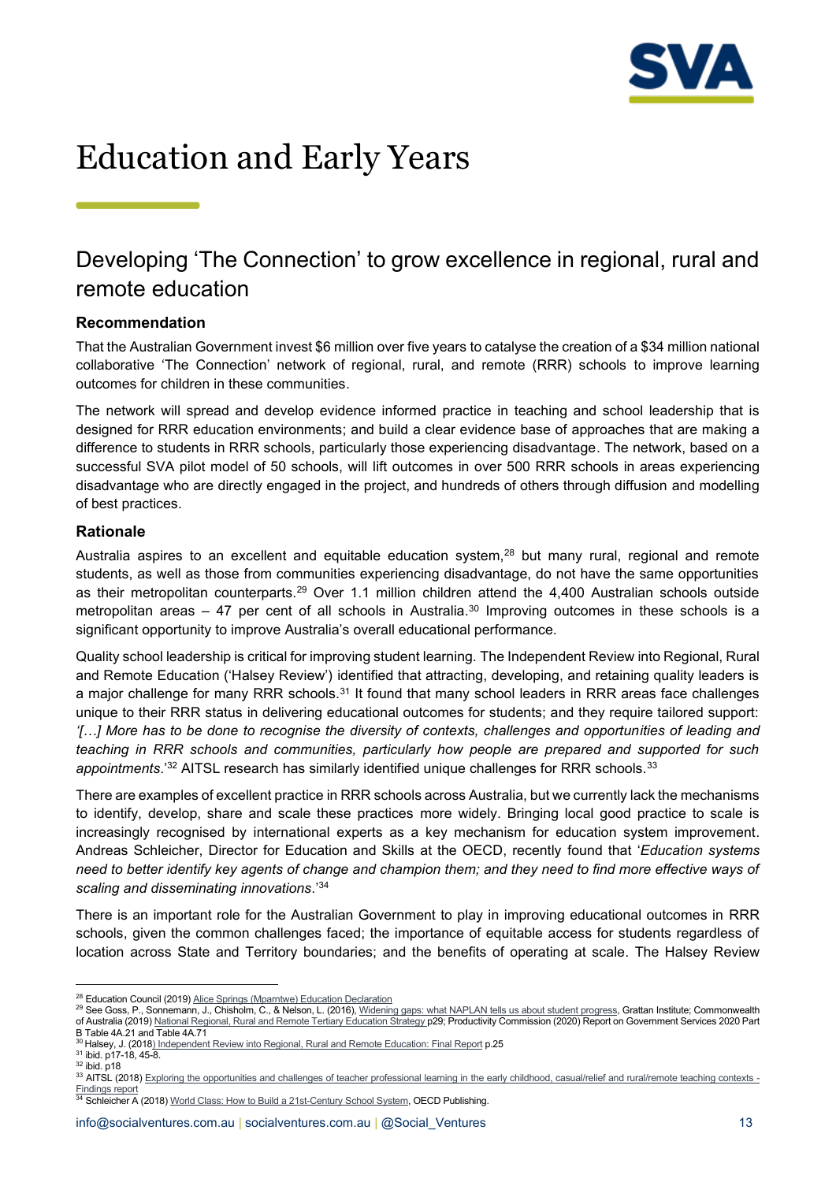# Education and Early Years

## Developing 'The Connection' to grow excellence in regional, rural and remote education

### Recommendation

That the Australian Government invest $6 million over five years to catalyse the creation of a $34 million national collaborative 'The Connection' network of regional, rural, and remote (RRR) schools to improve learning outcomes for children in these communities.

The network will spread and develop evidence informed practice in teaching and school leadership that is designed for RRR education environments; and build a clear evidence base of approaches that are making a difference to students in RRR schools, particularly those experiencing disadvantage. The network, based on a successful SVA pilot model of 50 schools, will lift outcomes in over 500 RRR schools in areas experiencing disadvantage who are directly engaged in the project, and hundreds of others through diffusion and modelling of best practices.

### Rationale

Australia aspires to an excellent and equitable education system,[28] but many rural, regional and remote students, as well as those from communities experiencing disadvantage, do not have the same opportunities as their metropolitan counterparts.[29] Over 1.1 million children attend the 4,400 Australian schools outside metropolitan areas – 47 per cent of all schools in Australia.[30] Improving outcomes in these schools is a significant opportunity to improve Australia's overall educational performance.

Quality school leadership is critical for improving student learning. The Independent Review into Regional, Rural and Remote Education ('Halsey Review') identified that attracting, developing, and retaining quality leaders is a major challenge for many RRR schools.[31] It found that many school leaders in RRR areas face challenges unique to their RRR status in delivering educational outcomes for students; and they require tailored support: *'[…] More has to be done to recognise the diversity of contexts, challenges and opportunities of leading and teaching in RRR schools and communities, particularly how people are prepared and supported for such appointments*.'[32] AITSL research has similarly identified unique challenges for RRR schools.[33]

There are examples of excellent practice in RRR schools across Australia, but we currently lack the mechanisms to identify, develop, share and scale these practices more widely. Bringing local good practice to scale is increasingly recognised by international experts as a key mechanism for education system improvement. Andreas Schleicher, Director for Education and Skills at the OECD, recently found that '*Education systems need to better identify key agents of change and champion them; and they need to find more effective ways of scaling and disseminating innovations*.'[34]

There is an important role for the Australian Government to play in improving educational outcomes in RRR schools, given the common challenges faced; the importance of equitable access for students regardless of location across State and Territory boundaries; and the benefits of operating at scale. The Halsey Review

---

[28] Education Council (2019) Alice Springs (Mparntwe) Education Declaration

[29] See Goss, P., Sonnemann, J., Chisholm, C., & Nelson, L. (2016), Widening gaps: what NAPLAN tells us about student progress, Grattan Institute; Commonwealth of Australia (2019) National Regional, Rural and Remote Tertiary Education Strategy p29; Productivity Commission (2020) Report on Government Services 2020 Part B Table 4A.21 and Table 4A.71

[30] Halsey, J. (2018) Independent Review into Regional, Rural and Remote Education: Final Report p.25

[31] ibid. p17-18, 45-8.

[32] ibid. p18

[33] AITSL (2018) Exploring the opportunities and challenges of teacher professional learning in the early childhood, casual/relief and rural/remote teaching contexts - Findings report

[34] Schleicher A (2018) World Class: How to Build a 21st-Century School System, OECD Publishing.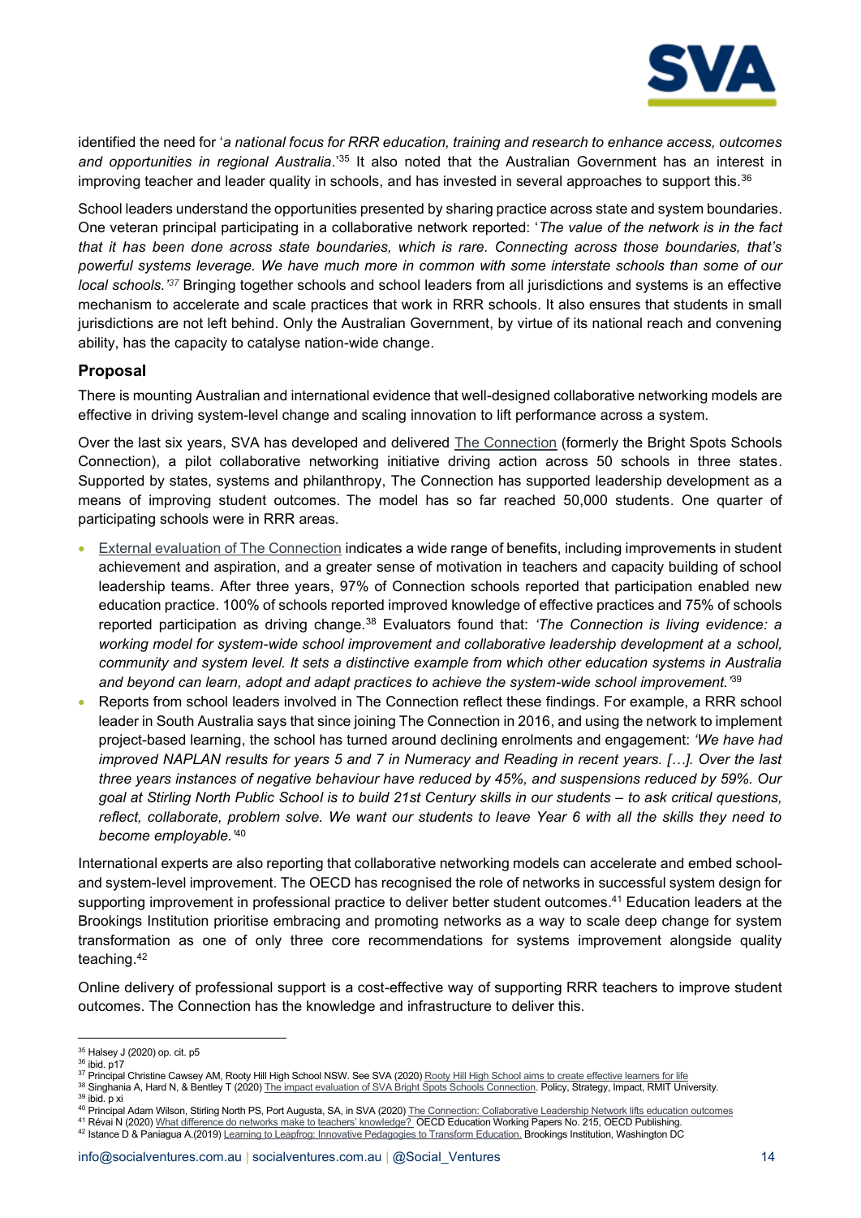identified the need for '*a national focus for RRR education, training and research to enhance access, outcomes and opportunities in regional Australia*.'[35] It also noted that the Australian Government has an interest in improving teacher and leader quality in schools, and has invested in several approaches to support this.[36]

School leaders understand the opportunities presented by sharing practice across state and system boundaries. One veteran principal participating in a collaborative network reported: '*The value of the network is in the fact that it has been done across state boundaries, which is rare. Connecting across those boundaries, that's powerful systems leverage. We have much more in common with some interstate schools than some of our local schools.*'[37] Bringing together schools and school leaders from all jurisdictions and systems is an effective mechanism to accelerate and scale practices that work in RRR schools. It also ensures that students in small jurisdictions are not left behind. Only the Australian Government, by virtue of its national reach and convening ability, has the capacity to catalyse nation-wide change.

### Proposal

There is mounting Australian and international evidence that well-designed collaborative networking models are effective in driving system-level change and scaling innovation to lift performance across a system.

Over the last six years, SVA has developed and delivered The Connection (formerly the Bright Spots Schools Connection), a pilot collaborative networking initiative driving action across 50 schools in three states. Supported by states, systems and philanthropy, The Connection has supported leadership development as a means of improving student outcomes. The model has so far reached 50,000 students. One quarter of participating schools were in RRR areas.

- External evaluation of The Connection indicates a wide range of benefits, including improvements in student achievement and aspiration, and a greater sense of motivation in teachers and capacity building of school leadership teams. After three years, 97% of Connection schools reported that participation enabled new education practice. 100% of schools reported improved knowledge of effective practices and 75% of schools reported participation as driving change.[38] Evaluators found that: *'The Connection is living evidence: a working model for system-wide school improvement and collaborative leadership development at a school, community and system level. It sets a distinctive example from which other education systems in Australia and beyond can learn, adopt and adapt practices to achieve the system-wide school improvement.'*[39]
- Reports from school leaders involved in The Connection reflect these findings. For example, a RRR school leader in South Australia says that since joining The Connection in 2016, and using the network to implement project-based learning, the school has turned around declining enrolments and engagement: *'We have had improved NAPLAN results for years 5 and 7 in Numeracy and Reading in recent years. […]. Over the last three years instances of negative behaviour have reduced by 45%, and suspensions reduced by 59%. Our goal at Stirling North Public School is to build 21st Century skills in our students – to ask critical questions, reflect, collaborate, problem solve. We want our students to leave Year 6 with all the skills they need to become employable.'*[40]

International experts are also reporting that collaborative networking models can accelerate and embed school- and system-level improvement. The OECD has recognised the role of networks in successful system design for supporting improvement in professional practice to deliver better student outcomes.[41] Education leaders at the Brookings Institution prioritise embracing and promoting networks as a way to scale deep change for system transformation as one of only three core recommendations for systems improvement alongside quality teaching.[42]

Online delivery of professional support is a cost-effective way of supporting RRR teachers to improve student outcomes. The Connection has the knowledge and infrastructure to deliver this.

---

[35] Halsey J (2020) op. cit. p5
[36] ibid. p17
[37] Principal Christine Cawsey AM, Rooty Hill High School NSW. See SVA (2020) Rooty Hill High School aims to create effective learners for life
[38] Singhania A, Hard N, & Bentley T (2020) The impact evaluation of SVA Bright Spots Schools Connection. Policy, Strategy, Impact, RMIT University.
[39] ibid. p xi
[40] Principal Adam Wilson, Stirling North PS, Port Augusta, SA, in SVA (2020) The Connection: Collaborative Leadership Network lifts education outcomes
[41] Révai N (2020) What difference do networks make to teachers' knowledge? OECD Education Working Papers No. 215, OECD Publishing.
[42] Istance D & Paniagua A.(2019) Learning to Leapfrog: Innovative Pedagogies to Transform Education. Brookings Institution, Washington DC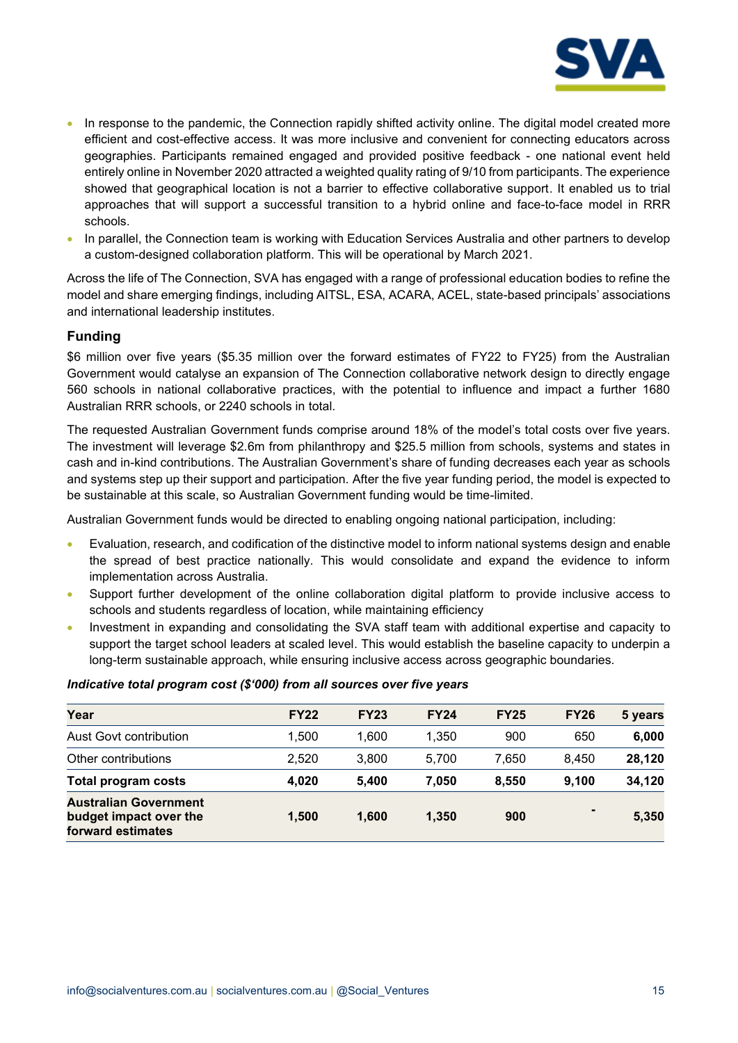- In response to the pandemic, the Connection rapidly shifted activity online. The digital model created more efficient and cost-effective access. It was more inclusive and convenient for connecting educators across geographies. Participants remained engaged and provided positive feedback - one national event held entirely online in November 2020 attracted a weighted quality rating of 9/10 from participants. The experience showed that geographical location is not a barrier to effective collaborative support. It enabled us to trial approaches that will support a successful transition to a hybrid online and face-to-face model in RRR schools.
- In parallel, the Connection team is working with Education Services Australia and other partners to develop a custom-designed collaboration platform. This will be operational by March 2021.

Across the life of The Connection, SVA has engaged with a range of professional education bodies to refine the model and share emerging findings, including AITSL, ESA, ACARA, ACEL, state-based principals' associations and international leadership institutes.

### Funding

$6 million over five years ($5.35 million over the forward estimates of FY22 to FY25) from the Australian Government would catalyse an expansion of The Connection collaborative network design to directly engage 560 schools in national collaborative practices, with the potential to influence and impact a further 1680 Australian RRR schools, or 2240 schools in total.

The requested Australian Government funds comprise around 18% of the model's total costs over five years. The investment will leverage $2.6m from philanthropy and $25.5 million from schools, systems and states in cash and in-kind contributions. The Australian Government's share of funding decreases each year as schools and systems step up their support and participation. After the five year funding period, the model is expected to be sustainable at this scale, so Australian Government funding would be time-limited.

Australian Government funds would be directed to enabling ongoing national participation, including:

- Evaluation, research, and codification of the distinctive model to inform national systems design and enable the spread of best practice nationally. This would consolidate and expand the evidence to inform implementation across Australia.
- Support further development of the online collaboration digital platform to provide inclusive access to schools and students regardless of location, while maintaining efficiency
- Investment in expanding and consolidating the SVA staff team with additional expertise and capacity to support the target school leaders at scaled level. This would establish the baseline capacity to underpin a long-term sustainable approach, while ensuring inclusive access across geographic boundaries.

***Indicative total program cost ($'000) from all sources over five years***

| Year | FY22 | FY23 | FY24 | FY25 | FY26 | 5 years |
|---|---|---|---|---|---|---|
| Aust Govt contribution | 1,500 | 1,600 | 1,350 | 900 | 650 | **6,000** |
| Other contributions | 2,520 | 3,800 | 5,700 | 7,650 | 8,450 | **28,120** |
| **Total program costs** | **4,020** | **5,400** | **7,050** | **8,550** | **9,100** | **34,120** |
| **Australian Government budget impact over the forward estimates** | **1,500** | **1,600** | **1,350** | **900** | **-** | **5,350** |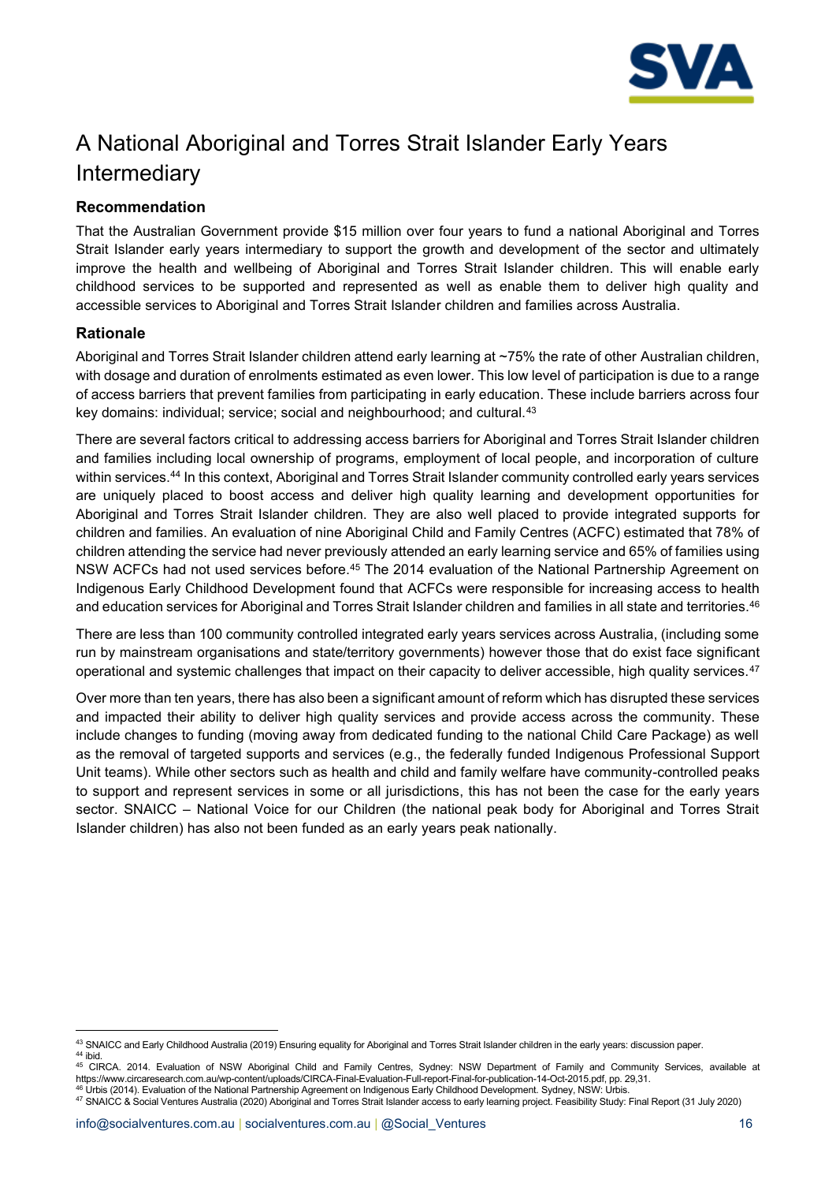# A National Aboriginal and Torres Strait Islander Early Years Intermediary

## Recommendation

That the Australian Government provide $15 million over four years to fund a national Aboriginal and Torres Strait Islander early years intermediary to support the growth and development of the sector and ultimately improve the health and wellbeing of Aboriginal and Torres Strait Islander children. This will enable early childhood services to be supported and represented as well as enable them to deliver high quality and accessible services to Aboriginal and Torres Strait Islander children and families across Australia.

## Rationale

Aboriginal and Torres Strait Islander children attend early learning at ~75% the rate of other Australian children, with dosage and duration of enrolments estimated as even lower. This low level of participation is due to a range of access barriers that prevent families from participating in early education. These include barriers across four key domains: individual; service; social and neighbourhood; and cultural.[43]

There are several factors critical to addressing access barriers for Aboriginal and Torres Strait Islander children and families including local ownership of programs, employment of local people, and incorporation of culture within services.[44] In this context, Aboriginal and Torres Strait Islander community controlled early years services are uniquely placed to boost access and deliver high quality learning and development opportunities for Aboriginal and Torres Strait Islander children. They are also well placed to provide integrated supports for children and families. An evaluation of nine Aboriginal Child and Family Centres (ACFC) estimated that 78% of children attending the service had never previously attended an early learning service and 65% of families using NSW ACFCs had not used services before.[45] The 2014 evaluation of the National Partnership Agreement on Indigenous Early Childhood Development found that ACFCs were responsible for increasing access to health and education services for Aboriginal and Torres Strait Islander children and families in all state and territories.[46]

There are less than 100 community controlled integrated early years services across Australia, (including some run by mainstream organisations and state/territory governments) however those that do exist face significant operational and systemic challenges that impact on their capacity to deliver accessible, high quality services.[47]

Over more than ten years, there has also been a significant amount of reform which has disrupted these services and impacted their ability to deliver high quality services and provide access across the community. These include changes to funding (moving away from dedicated funding to the national Child Care Package) as well as the removal of targeted supports and services (e.g., the federally funded Indigenous Professional Support Unit teams). While other sectors such as health and child and family welfare have community-controlled peaks to support and represent services in some or all jurisdictions, this has not been the case for the early years sector. SNAICC – National Voice for our Children (the national peak body for Aboriginal and Torres Strait Islander children) has also not been funded as an early years peak nationally.

---

[43] SNAICC and Early Childhood Australia (2019) Ensuring equality for Aboriginal and Torres Strait Islander children in the early years: discussion paper.

[44] ibid.

[45] CIRCA. 2014. Evaluation of NSW Aboriginal Child and Family Centres, Sydney: NSW Department of Family and Community Services, available at https://www.circaresearch.com.au/wp-content/uploads/CIRCA-Final-Evaluation-Full-report-Final-for-publication-14-Oct-2015.pdf, pp. 29,31.

[46] Urbis (2014). Evaluation of the National Partnership Agreement on Indigenous Early Childhood Development. Sydney, NSW: Urbis.

[47] SNAICC & Social Ventures Australia (2020) Aboriginal and Torres Strait Islander access to early learning project. Feasibility Study: Final Report (31 July 2020)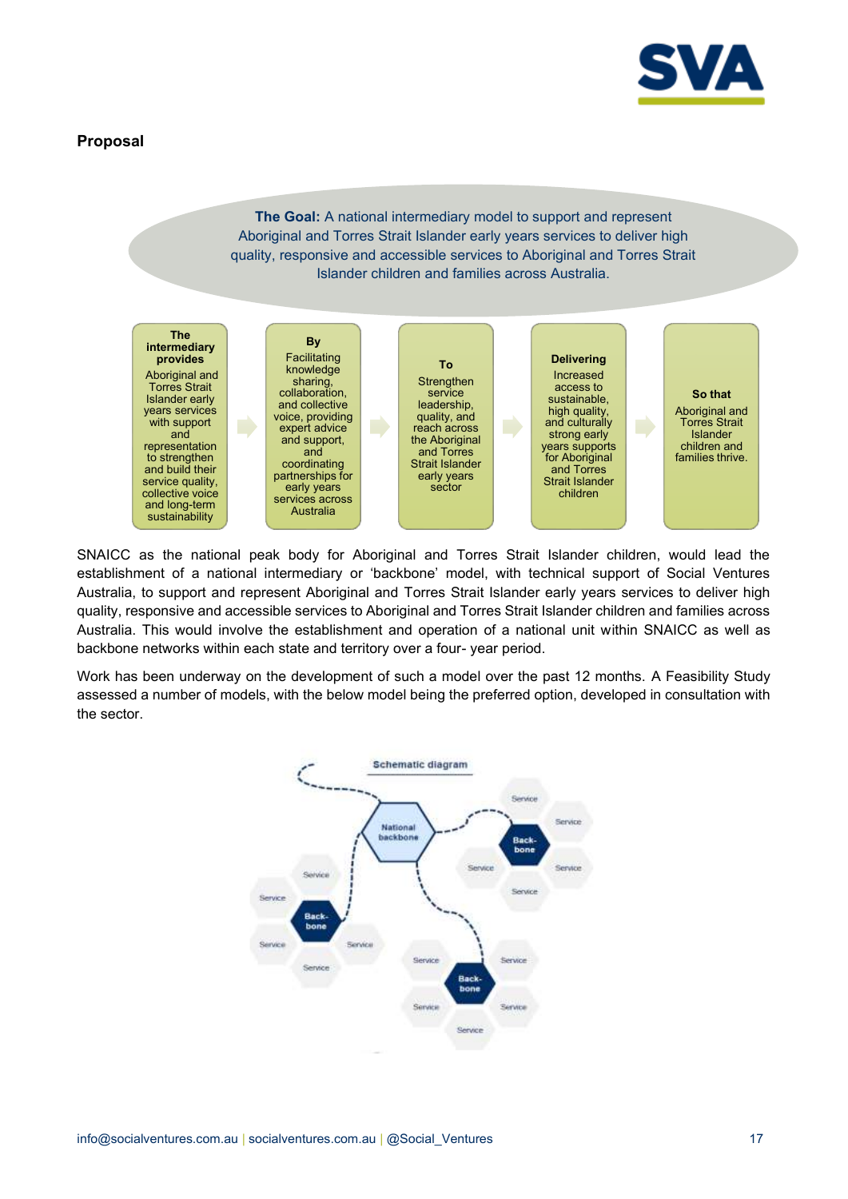## Proposal

**The Goal:** A national intermediary model to support and represent Aboriginal and Torres Strait Islander early years services to deliver high quality, responsive and accessible services to Aboriginal and Torres Strait Islander children and families across Australia.

**The intermediary provides** Aboriginal and Torres Strait Islander early years services with support and representation to strengthen and build their service quality, collective voice and long-term sustainability

**By** Facilitating knowledge sharing, collaboration, and collective voice, providing expert advice and support, and coordinating partnerships for early years services across Australia

**To** Strengthen service leadership, quality, and reach across the Aboriginal and Torres Strait Islander early years sector

**Delivering** Increased access to sustainable, high quality, and culturally strong early years supports for Aboriginal and Torres Strait Islander children

**So that** Aboriginal and Torres Strait Islander children and families thrive.

SNAICC as the national peak body for Aboriginal and Torres Strait Islander children, would lead the establishment of a national intermediary or 'backbone' model, with technical support of Social Ventures Australia, to support and represent Aboriginal and Torres Strait Islander early years services to deliver high quality, responsive and accessible services to Aboriginal and Torres Strait Islander children and families across Australia. This would involve the establishment and operation of a national unit within SNAICC as well as backbone networks within each state and territory over a four- year period.

Work has been underway on the development of such a model over the past 12 months. A Feasibility Study assessed a number of models, with the below model being the preferred option, developed in consultation with the sector.

Schematic diagram

National backbone

Back-bone: Service, Service, Service, Service, Service

Back-bone: Service, Service, Service, Service, Service

Back-bone: Service, Service, Service, Service, Service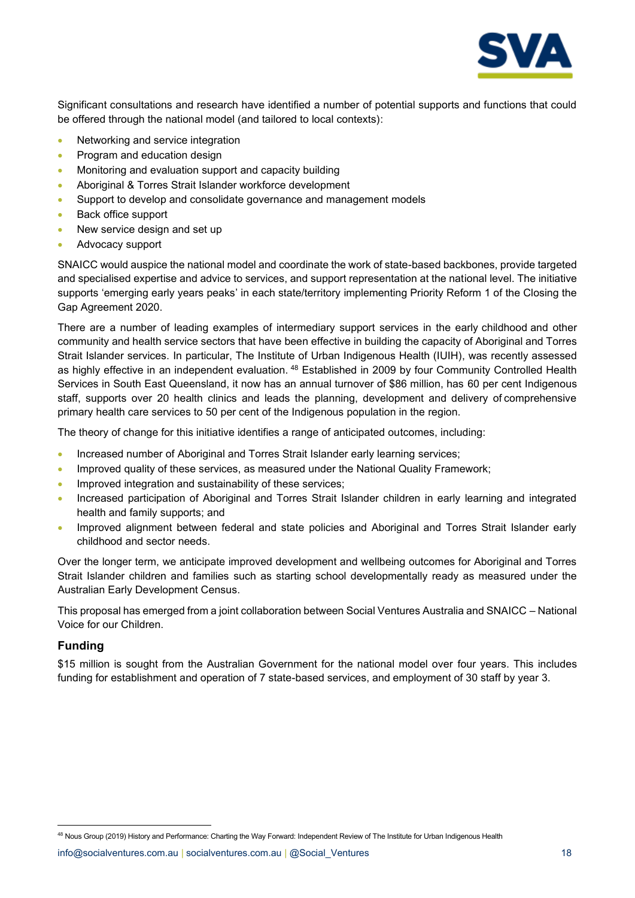Significant consultations and research have identified a number of potential supports and functions that could be offered through the national model (and tailored to local contexts):

- Networking and service integration
- Program and education design
- Monitoring and evaluation support and capacity building
- Aboriginal & Torres Strait Islander workforce development
- Support to develop and consolidate governance and management models
- Back office support
- New service design and set up
- Advocacy support

SNAICC would auspice the national model and coordinate the work of state-based backbones, provide targeted and specialised expertise and advice to services, and support representation at the national level. The initiative supports 'emerging early years peaks' in each state/territory implementing Priority Reform 1 of the Closing the Gap Agreement 2020.

There are a number of leading examples of intermediary support services in the early childhood and other community and health service sectors that have been effective in building the capacity of Aboriginal and Torres Strait Islander services. In particular, The Institute of Urban Indigenous Health (IUIH), was recently assessed as highly effective in an independent evaluation. [48] Established in 2009 by four Community Controlled Health Services in South East Queensland, it now has an annual turnover of $86 million, has 60 per cent Indigenous staff, supports over 20 health clinics and leads the planning, development and delivery of comprehensive primary health care services to 50 per cent of the Indigenous population in the region.

The theory of change for this initiative identifies a range of anticipated outcomes, including:

- Increased number of Aboriginal and Torres Strait Islander early learning services;
- Improved quality of these services, as measured under the National Quality Framework;
- Improved integration and sustainability of these services;
- Increased participation of Aboriginal and Torres Strait Islander children in early learning and integrated health and family supports; and
- Improved alignment between federal and state policies and Aboriginal and Torres Strait Islander early childhood and sector needs.

Over the longer term, we anticipate improved development and wellbeing outcomes for Aboriginal and Torres Strait Islander children and families such as starting school developmentally ready as measured under the Australian Early Development Census.

This proposal has emerged from a joint collaboration between Social Ventures Australia and SNAICC – National Voice for our Children.

### Funding

$15 million is sought from the Australian Government for the national model over four years. This includes funding for establishment and operation of 7 state-based services, and employment of 30 staff by year 3.

[48] Nous Group (2019) History and Performance: Charting the Way Forward: Independent Review of The Institute for Urban Indigenous Health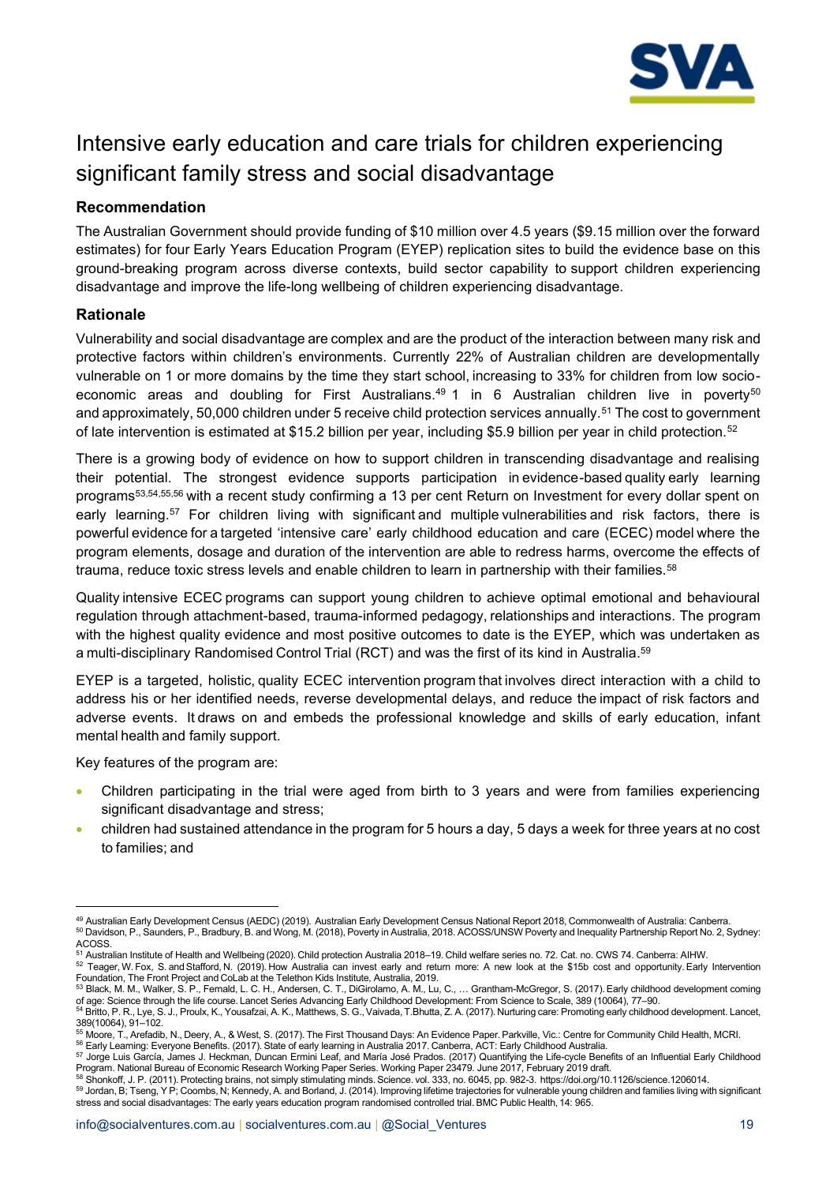# Intensive early education and care trials for children experiencing significant family stress and social disadvantage

### Recommendation

The Australian Government should provide funding of $10 million over 4.5 years ($9.15 million over the forward estimates) for four Early Years Education Program (EYEP) replication sites to build the evidence base on this ground-breaking program across diverse contexts, build sector capability to support children experiencing disadvantage and improve the life-long wellbeing of children experiencing disadvantage.

### Rationale

Vulnerability and social disadvantage are complex and are the product of the interaction between many risk and protective factors within children's environments. Currently 22% of Australian children are developmentally vulnerable on 1 or more domains by the time they start school, increasing to 33% for children from low socio-economic areas and doubling for First Australians.[49] 1 in 6 Australian children live in poverty[50] and approximately, 50,000 children under 5 receive child protection services annually.[51] The cost to government of late intervention is estimated at $15.2 billion per year, including $5.9 billion per year in child protection.[52]

There is a growing body of evidence on how to support children in transcending disadvantage and realising their potential. The strongest evidence supports participation in evidence-based quality early learning programs[53,54,55,56] with a recent study confirming a 13 per cent Return on Investment for every dollar spent on early learning.[57] For children living with significant and multiple vulnerabilities and risk factors, there is powerful evidence for a targeted 'intensive care' early childhood education and care (ECEC) model where the program elements, dosage and duration of the intervention are able to redress harms, overcome the effects of trauma, reduce toxic stress levels and enable children to learn in partnership with their families.[58]

Quality intensive ECEC programs can support young children to achieve optimal emotional and behavioural regulation through attachment-based, trauma-informed pedagogy, relationships and interactions. The program with the highest quality evidence and most positive outcomes to date is the EYEP, which was undertaken as a multi-disciplinary Randomised Control Trial (RCT) and was the first of its kind in Australia.[59]

EYEP is a targeted, holistic, quality ECEC intervention program that involves direct interaction with a child to address his or her identified needs, reverse developmental delays, and reduce the impact of risk factors and adverse events. It draws on and embeds the professional knowledge and skills of early education, infant mental health and family support.

Key features of the program are:

- Children participating in the trial were aged from birth to 3 years and were from families experiencing significant disadvantage and stress;
- children had sustained attendance in the program for 5 hours a day, 5 days a week for three years at no cost to families; and

---

[49] Australian Early Development Census (AEDC) (2019). Australian Early Development Census National Report 2018, Commonwealth of Australia: Canberra.

[50] Davidson, P., Saunders, P., Bradbury, B. and Wong, M. (2018), Poverty in Australia, 2018. ACOSS/UNSW Poverty and Inequality Partnership Report No. 2, Sydney: ACOSS.

[51] Australian Institute of Health and Wellbeing (2020). Child protection Australia 2018–19. Child welfare series no. 72. Cat. no. CWS 74. Canberra: AIHW.

[52] Teager, W. Fox, S. and Stafford, N. (2019). How Australia can invest early and return more: A new look at the $15b cost and opportunity. Early Intervention Foundation, The Front Project and CoLab at the Telethon Kids Institute, Australia, 2019.

[53] Black, M. M., Walker, S. P., Fernald, L. C. H., Andersen, C. T., DiGirolamo, A. M., Lu, C., … Grantham-McGregor, S. (2017). Early childhood development coming of age: Science through the life course. Lancet Series Advancing Early Childhood Development: From Science to Scale, 389 (10064), 77–90.

[54] Britto, P. R., Lye, S. J., Proulx, K., Yousafzai, A. K., Matthews, S. G., Vaivada, T.Bhutta, Z. A. (2017). Nurturing care: Promoting early childhood development. Lancet, 389(10064), 91–102.

[55] Moore, T., Arefadib, N., Deery, A., & West, S. (2017). The First Thousand Days: An Evidence Paper. Parkville, Vic.: Centre for Community Child Health, MCRI.

[56] Early Learning: Everyone Benefits. (2017). State of early learning in Australia 2017. Canberra, ACT: Early Childhood Australia.

[57] Jorge Luis García, James J. Heckman, Duncan Ermini Leaf, and María José Prados. (2017) Quantifying the Life-cycle Benefits of an Influential Early Childhood Program. National Bureau of Economic Research Working Paper Series. Working Paper 23479. June 2017, February 2019 draft.

[58] Shonkoff, J. P. (2011). Protecting brains, not simply stimulating minds. Science. vol. 333, no. 6045, pp. 982-3. https://doi.org/10.1126/science.1206014.

[59] Jordan, B; Tseng, Y P; Coombs, N; Kennedy, A. and Borland, J. (2014). Improving lifetime trajectories for vulnerable young children and families living with significant stress and social disadvantages: The early years education program randomised controlled trial. BMC Public Health, 14: 965.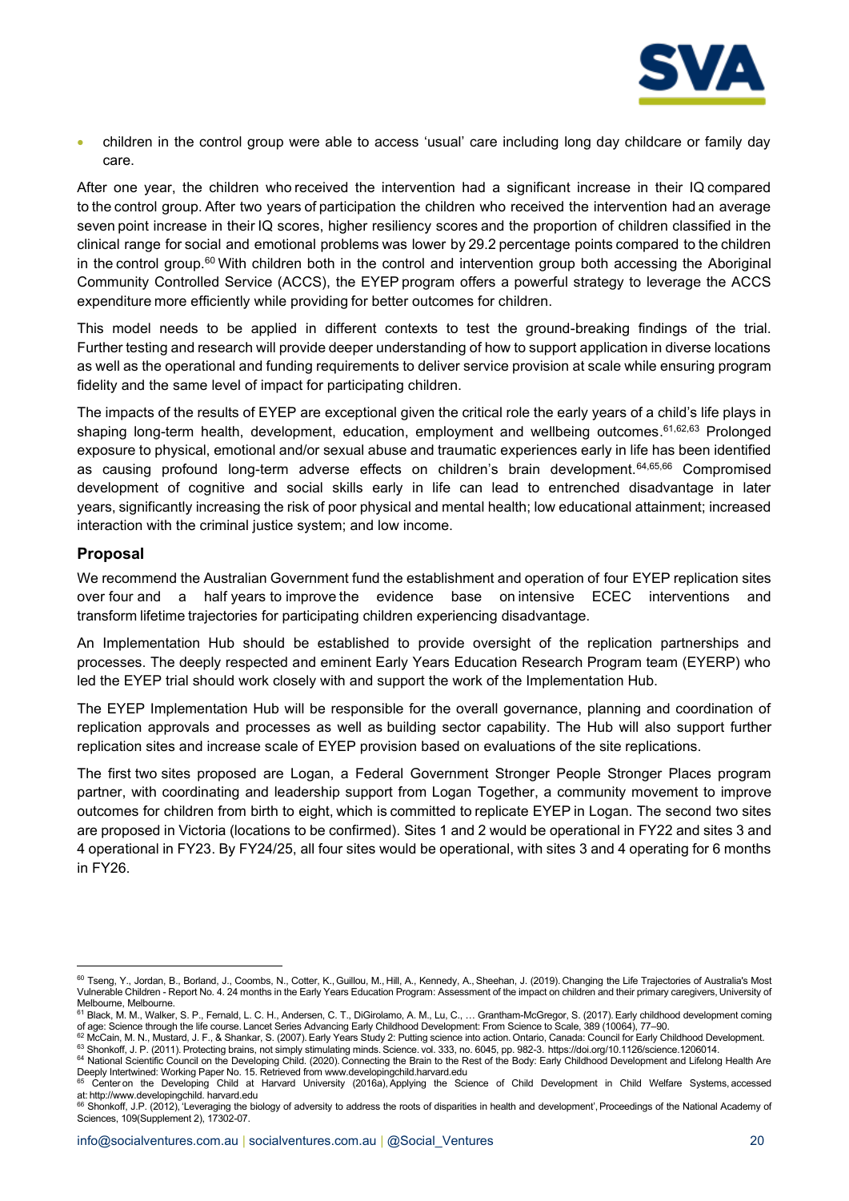- children in the control group were able to access 'usual' care including long day childcare or family day care.

After one year, the children who received the intervention had a significant increase in their IQ compared to the control group. After two years of participation the children who received the intervention had an average seven point increase in their IQ scores, higher resiliency scores and the proportion of children classified in the clinical range for social and emotional problems was lower by 29.2 percentage points compared to the children in the control group.[60] With children both in the control and intervention group both accessing the Aboriginal Community Controlled Service (ACCS), the EYEP program offers a powerful strategy to leverage the ACCS expenditure more efficiently while providing for better outcomes for children.

This model needs to be applied in different contexts to test the ground-breaking findings of the trial. Further testing and research will provide deeper understanding of how to support application in diverse locations as well as the operational and funding requirements to deliver service provision at scale while ensuring program fidelity and the same level of impact for participating children.

The impacts of the results of EYEP are exceptional given the critical role the early years of a child's life plays in shaping long-term health, development, education, employment and wellbeing outcomes.[61,62,63] Prolonged exposure to physical, emotional and/or sexual abuse and traumatic experiences early in life has been identified as causing profound long-term adverse effects on children's brain development.[64,65,66] Compromised development of cognitive and social skills early in life can lead to entrenched disadvantage in later years, significantly increasing the risk of poor physical and mental health; low educational attainment; increased interaction with the criminal justice system; and low income.

### Proposal

We recommend the Australian Government fund the establishment and operation of four EYEP replication sites over four and a half years to improve the evidence base on intensive ECEC interventions and transform lifetime trajectories for participating children experiencing disadvantage.

An Implementation Hub should be established to provide oversight of the replication partnerships and processes. The deeply respected and eminent Early Years Education Research Program team (EYERP) who led the EYEP trial should work closely with and support the work of the Implementation Hub.

The EYEP Implementation Hub will be responsible for the overall governance, planning and coordination of replication approvals and processes as well as building sector capability. The Hub will also support further replication sites and increase scale of EYEP provision based on evaluations of the site replications.

The first two sites proposed are Logan, a Federal Government Stronger People Stronger Places program partner, with coordinating and leadership support from Logan Together, a community movement to improve outcomes for children from birth to eight, which is committed to replicate EYEP in Logan. The second two sites are proposed in Victoria (locations to be confirmed). Sites 1 and 2 would be operational in FY22 and sites 3 and 4 operational in FY23. By FY24/25, all four sites would be operational, with sites 3 and 4 operating for 6 months in FY26.

---

[60] Tseng, Y., Jordan, B., Borland, J., Coombs, N., Cotter, K., Guillou, M., Hill, A., Kennedy, A., Sheehan, J. (2019). Changing the Life Trajectories of Australia's Most Vulnerable Children - Report No. 4. 24 months in the Early Years Education Program: Assessment of the impact on children and their primary caregivers, University of Melbourne, Melbourne.

[61] Black, M. M., Walker, S. P., Fernald, L. C. H., Andersen, C. T., DiGirolamo, A. M., Lu, C., … Grantham-McGregor, S. (2017). Early childhood development coming of age: Science through the life course. Lancet Series Advancing Early Childhood Development: From Science to Scale, 389 (10064), 77–90.

[62] McCain, M. N., Mustard, J. F., & Shankar, S. (2007). Early Years Study 2: Putting science into action. Ontario, Canada: Council for Early Childhood Development.

[63] Shonkoff, J. P. (2011). Protecting brains, not simply stimulating minds. Science. vol. 333, no. 6045, pp. 982-3. https://doi.org/10.1126/science.1206014.

[64] National Scientific Council on the Developing Child. (2020). Connecting the Brain to the Rest of the Body: Early Childhood Development and Lifelong Health Are Deeply Intertwined: Working Paper No. 15. Retrieved from www.developingchild.harvard.edu

[65] Center on the Developing Child at Harvard University (2016a), Applying the Science of Child Development in Child Welfare Systems, accessed at: http://www.developingchild. harvard.edu

[66] Shonkoff, J.P. (2012), 'Leveraging the biology of adversity to address the roots of disparities in health and development', Proceedings of the National Academy of Sciences, 109(Supplement 2), 17302-07.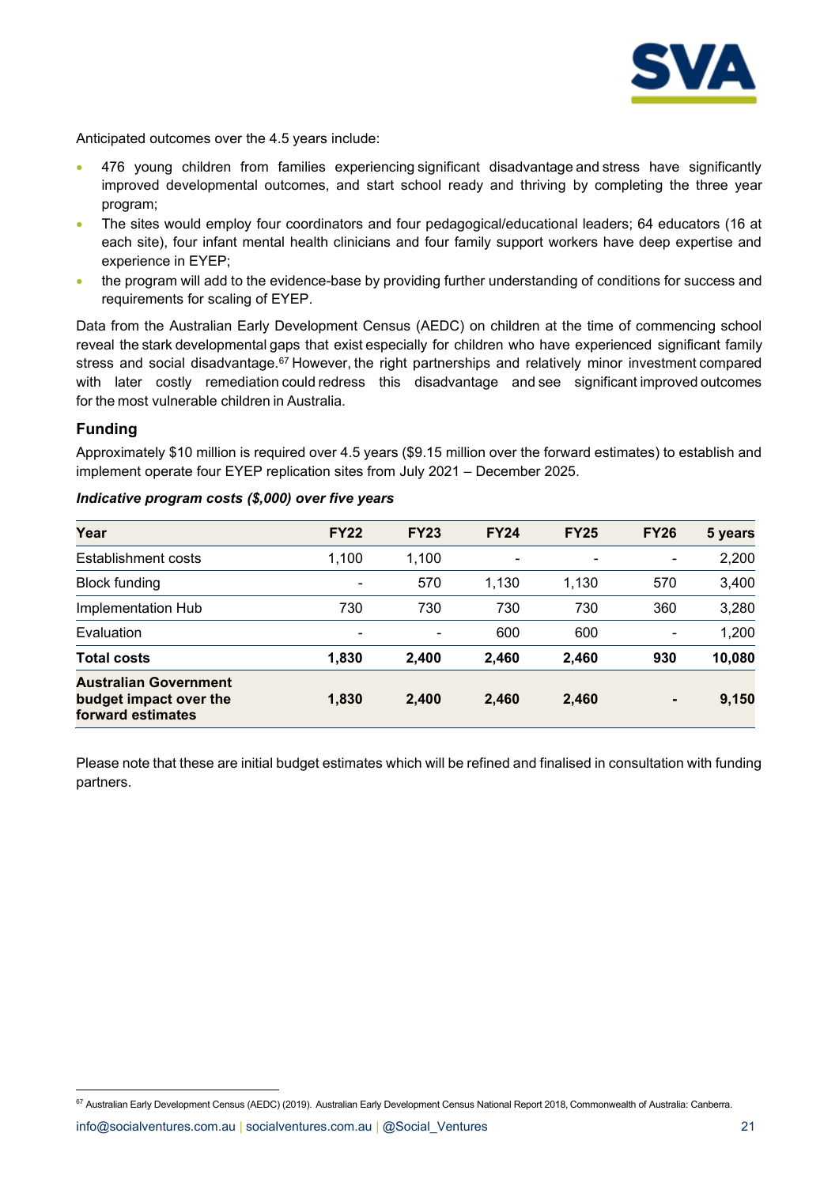Anticipated outcomes over the 4.5 years include:

- 476 young children from families experiencing significant disadvantage and stress have significantly improved developmental outcomes, and start school ready and thriving by completing the three year program;
- The sites would employ four coordinators and four pedagogical/educational leaders; 64 educators (16 at each site), four infant mental health clinicians and four family support workers have deep expertise and experience in EYEP;
- the program will add to the evidence-base by providing further understanding of conditions for success and requirements for scaling of EYEP.

Data from the Australian Early Development Census (AEDC) on children at the time of commencing school reveal the stark developmental gaps that exist especially for children who have experienced significant family stress and social disadvantage.[67] However, the right partnerships and relatively minor investment compared with later costly remediation could redress this disadvantage and see significant improved outcomes for the most vulnerable children in Australia.

## Funding

Approximately $10 million is required over 4.5 years ($9.15 million over the forward estimates) to establish and implement operate four EYEP replication sites from July 2021 – December 2025.

***Indicative program costs ($,000) over five years***

| Year | FY22 | FY23 | FY24 | FY25 | FY26 | 5 years |
|---|---|---|---|---|---|---|
| Establishment costs | 1,100 | 1,100 | - | - | - | 2,200 |
| Block funding | - | 570 | 1,130 | 1,130 | 570 | 3,400 |
| Implementation Hub | 730 | 730 | 730 | 730 | 360 | 3,280 |
| Evaluation | - | - | 600 | 600 | - | 1,200 |
| **Total costs** | **1,830** | **2,400** | **2,460** | **2,460** | **930** | **10,080** |
| **Australian Government budget impact over the forward estimates** | **1,830** | **2,400** | **2,460** | **2,460** | **-** | **9,150** |

Please note that these are initial budget estimates which will be refined and finalised in consultation with funding partners.

[67] Australian Early Development Census (AEDC) (2019). Australian Early Development Census National Report 2018, Commonwealth of Australia: Canberra.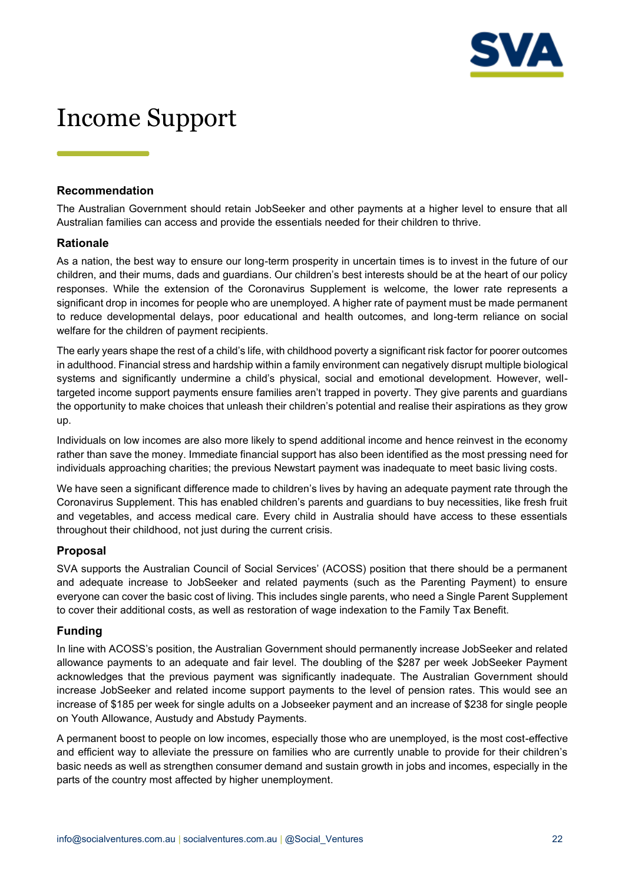# Income Support

### Recommendation

The Australian Government should retain JobSeeker and other payments at a higher level to ensure that all Australian families can access and provide the essentials needed for their children to thrive.

### Rationale

As a nation, the best way to ensure our long-term prosperity in uncertain times is to invest in the future of our children, and their mums, dads and guardians. Our children's best interests should be at the heart of our policy responses. While the extension of the Coronavirus Supplement is welcome, the lower rate represents a significant drop in incomes for people who are unemployed. A higher rate of payment must be made permanent to reduce developmental delays, poor educational and health outcomes, and long-term reliance on social welfare for the children of payment recipients.

The early years shape the rest of a child's life, with childhood poverty a significant risk factor for poorer outcomes in adulthood. Financial stress and hardship within a family environment can negatively disrupt multiple biological systems and significantly undermine a child's physical, social and emotional development. However, well-targeted income support payments ensure families aren't trapped in poverty. They give parents and guardians the opportunity to make choices that unleash their children's potential and realise their aspirations as they grow up.

Individuals on low incomes are also more likely to spend additional income and hence reinvest in the economy rather than save the money. Immediate financial support has also been identified as the most pressing need for individuals approaching charities; the previous Newstart payment was inadequate to meet basic living costs.

We have seen a significant difference made to children's lives by having an adequate payment rate through the Coronavirus Supplement. This has enabled children's parents and guardians to buy necessities, like fresh fruit and vegetables, and access medical care. Every child in Australia should have access to these essentials throughout their childhood, not just during the current crisis.

### Proposal

SVA supports the Australian Council of Social Services' (ACOSS) position that there should be a permanent and adequate increase to JobSeeker and related payments (such as the Parenting Payment) to ensure everyone can cover the basic cost of living. This includes single parents, who need a Single Parent Supplement to cover their additional costs, as well as restoration of wage indexation to the Family Tax Benefit.

### Funding

In line with ACOSS's position, the Australian Government should permanently increase JobSeeker and related allowance payments to an adequate and fair level. The doubling of the $287 per week JobSeeker Payment acknowledges that the previous payment was significantly inadequate. The Australian Government should increase JobSeeker and related income support payments to the level of pension rates. This would see an increase of $185 per week for single adults on a Jobseeker payment and an increase of $238 for single people on Youth Allowance, Austudy and Abstudy Payments.

A permanent boost to people on low incomes, especially those who are unemployed, is the most cost-effective and efficient way to alleviate the pressure on families who are currently unable to provide for their children's basic needs as well as strengthen consumer demand and sustain growth in jobs and incomes, especially in the parts of the country most affected by higher unemployment.